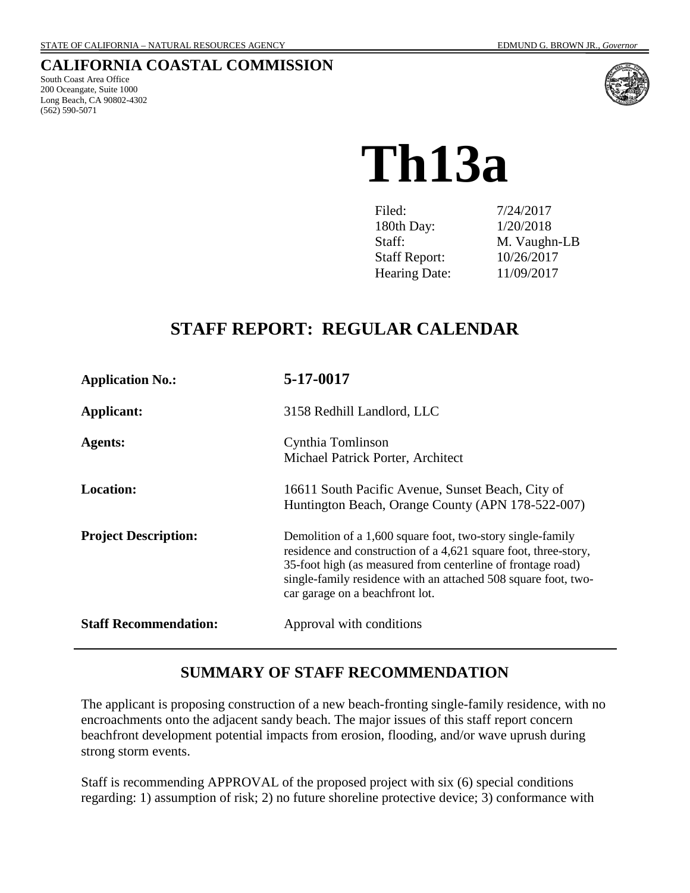STATE OF CALIFORNIA – NATURAL RESOURCES AGENCY EDMUND G. BROWN JR., *Governor*

## CALIFORNIA COASTAL COMMISSION

South Coast Area Office
200 Oceangate, Suite 1000
Long Beach, CA 90802-4302
(562) 590-5071

# Th13a

| | |
|---|---|
| Filed: | 7/24/2017 |
| 180th Day: | 1/20/2018 |
| Staff: | M. Vaughn-LB |
| Staff Report: | 10/26/2017 |
| Hearing Date: | 11/09/2017 |

## STAFF REPORT: REGULAR CALENDAR

| | |
|---|---|
| **Application No.:** | **5-17-0017** |
| **Applicant:** | 3158 Redhill Landlord, LLC |
| **Agents:** | Cynthia Tomlinson<br>Michael Patrick Porter, Architect |
| **Location:** | 16611 South Pacific Avenue, Sunset Beach, City of Huntington Beach, Orange County (APN 178-522-007) |
| **Project Description:** | Demolition of a 1,600 square foot, two-story single-family residence and construction of a 4,621 square foot, three-story, 35-foot high (as measured from centerline of frontage road) single-family residence with an attached 508 square foot, two-car garage on a beachfront lot. |
| **Staff Recommendation:** | Approval with conditions |

## SUMMARY OF STAFF RECOMMENDATION

The applicant is proposing construction of a new beach-fronting single-family residence, with no encroachments onto the adjacent sandy beach. The major issues of this staff report concern beachfront development potential impacts from erosion, flooding, and/or wave uprush during strong storm events.

Staff is recommending APPROVAL of the proposed project with six (6) special conditions regarding: 1) assumption of risk; 2) no future shoreline protective device; 3) conformance with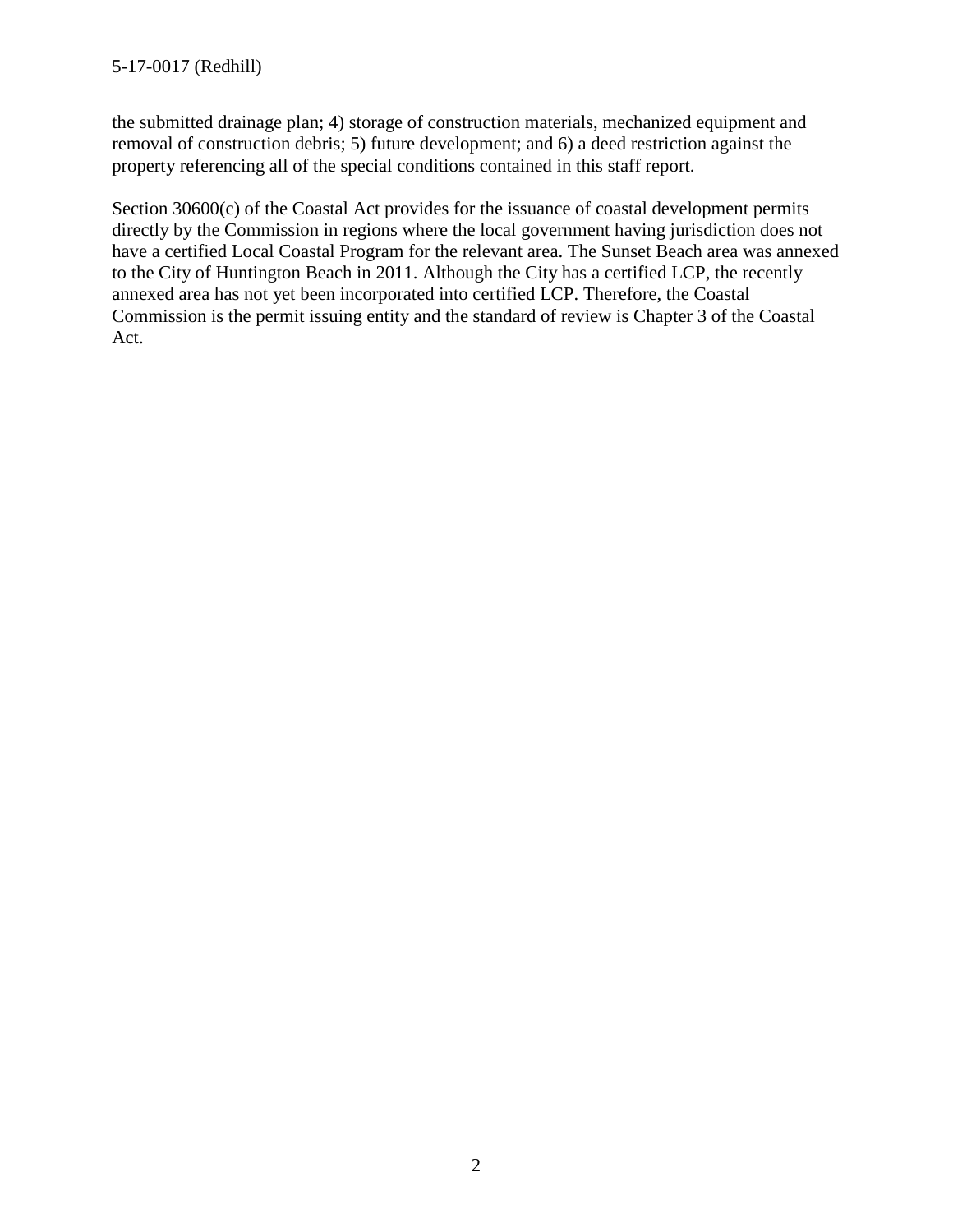the submitted drainage plan; 4) storage of construction materials, mechanized equipment and removal of construction debris; 5) future development; and 6) a deed restriction against the property referencing all of the special conditions contained in this staff report.

Section 30600(c) of the Coastal Act provides for the issuance of coastal development permits directly by the Commission in regions where the local government having jurisdiction does not have a certified Local Coastal Program for the relevant area. The Sunset Beach area was annexed to the City of Huntington Beach in 2011. Although the City has a certified LCP, the recently annexed area has not yet been incorporated into certified LCP. Therefore, the Coastal Commission is the permit issuing entity and the standard of review is Chapter 3 of the Coastal Act.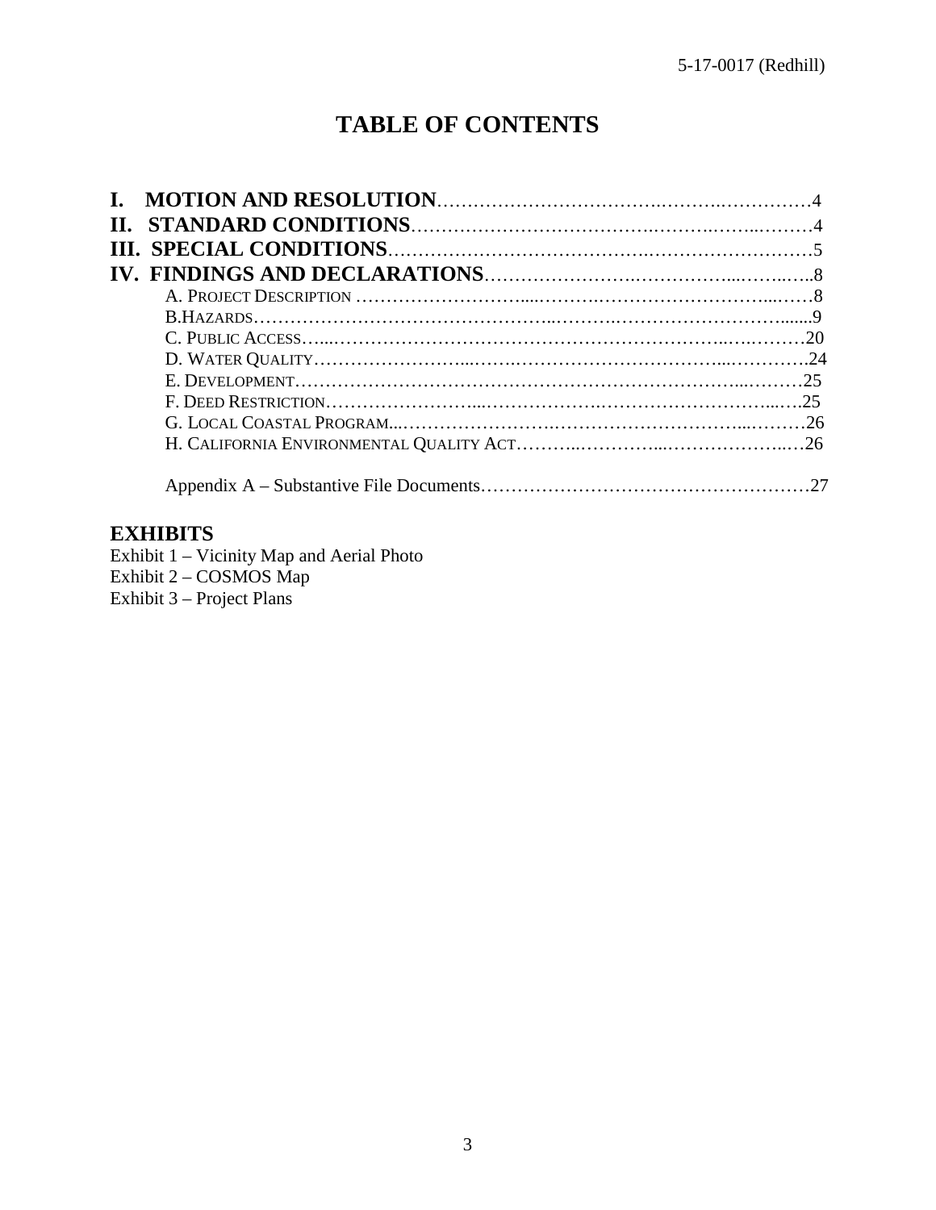# TABLE OF CONTENTS

**I. MOTION AND RESOLUTION**……………………………………………………4
**II. STANDARD CONDITIONS**……………………………………………………4
**III. SPECIAL CONDITIONS**………………………………………………………5
**IV. FINDINGS AND DECLARATIONS**…………………………………………8

- A. PROJECT DESCRIPTION ……………………………………………………8
- B. HAZARDS……………………………………………………………………9
- C. PUBLIC ACCESS……………………………………………………………20
- D. WATER QUALITY…………………………………………………………24
- E. DEVELOPMENT……………………………………………………………25
- F. DEED RESTRICTION………………………………………………………25
- G. LOCAL COASTAL PROGRAM……………………………………………26
- H. CALIFORNIA ENVIRONMENTAL QUALITY ACT…………………………26

Appendix A – Substantive File Documents……………………………………27

## EXHIBITS

Exhibit 1 – Vicinity Map and Aerial Photo
Exhibit 2 – COSMOS Map
Exhibit 3 – Project Plans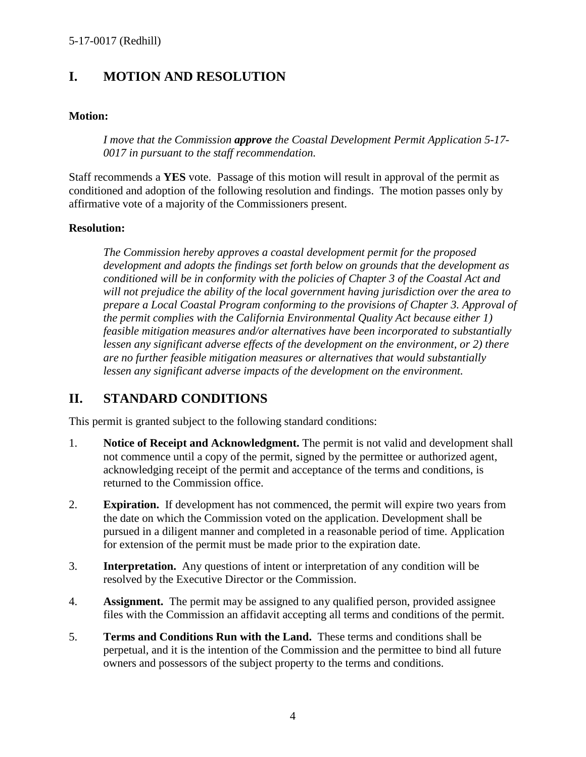## I. MOTION AND RESOLUTION

**Motion:**

> *I move that the Commission **approve** the Coastal Development Permit Application 5-17-0017 in pursuant to the staff recommendation.*

Staff recommends a **YES** vote. Passage of this motion will result in approval of the permit as conditioned and adoption of the following resolution and findings. The motion passes only by affirmative vote of a majority of the Commissioners present.

**Resolution:**

> *The Commission hereby approves a coastal development permit for the proposed development and adopts the findings set forth below on grounds that the development as conditioned will be in conformity with the policies of Chapter 3 of the Coastal Act and will not prejudice the ability of the local government having jurisdiction over the area to prepare a Local Coastal Program conforming to the provisions of Chapter 3. Approval of the permit complies with the California Environmental Quality Act because either 1) feasible mitigation measures and/or alternatives have been incorporated to substantially lessen any significant adverse effects of the development on the environment, or 2) there are no further feasible mitigation measures or alternatives that would substantially lessen any significant adverse impacts of the development on the environment.*

## II. STANDARD CONDITIONS

This permit is granted subject to the following standard conditions:

1. **Notice of Receipt and Acknowledgment.** The permit is not valid and development shall not commence until a copy of the permit, signed by the permittee or authorized agent, acknowledging receipt of the permit and acceptance of the terms and conditions, is returned to the Commission office.

2. **Expiration.** If development has not commenced, the permit will expire two years from the date on which the Commission voted on the application. Development shall be pursued in a diligent manner and completed in a reasonable period of time. Application for extension of the permit must be made prior to the expiration date.

3. **Interpretation.** Any questions of intent or interpretation of any condition will be resolved by the Executive Director or the Commission.

4. **Assignment.** The permit may be assigned to any qualified person, provided assignee files with the Commission an affidavit accepting all terms and conditions of the permit.

5. **Terms and Conditions Run with the Land.** These terms and conditions shall be perpetual, and it is the intention of the Commission and the permittee to bind all future owners and possessors of the subject property to the terms and conditions.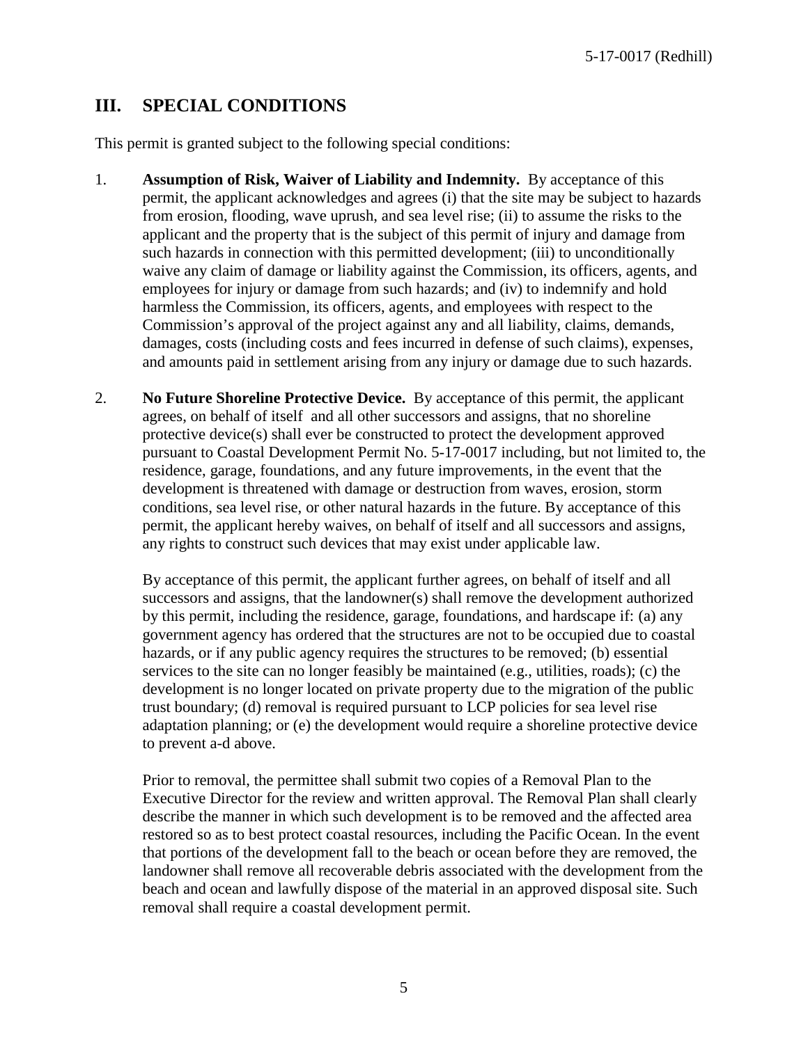## III. SPECIAL CONDITIONS

This permit is granted subject to the following special conditions:

1. **Assumption of Risk, Waiver of Liability and Indemnity.** By acceptance of this permit, the applicant acknowledges and agrees (i) that the site may be subject to hazards from erosion, flooding, wave uprush, and sea level rise; (ii) to assume the risks to the applicant and the property that is the subject of this permit of injury and damage from such hazards in connection with this permitted development; (iii) to unconditionally waive any claim of damage or liability against the Commission, its officers, agents, and employees for injury or damage from such hazards; and (iv) to indemnify and hold harmless the Commission, its officers, agents, and employees with respect to the Commission's approval of the project against any and all liability, claims, demands, damages, costs (including costs and fees incurred in defense of such claims), expenses, and amounts paid in settlement arising from any injury or damage due to such hazards.

2. **No Future Shoreline Protective Device.** By acceptance of this permit, the applicant agrees, on behalf of itself and all other successors and assigns, that no shoreline protective device(s) shall ever be constructed to protect the development approved pursuant to Coastal Development Permit No. 5-17-0017 including, but not limited to, the residence, garage, foundations, and any future improvements, in the event that the development is threatened with damage or destruction from waves, erosion, storm conditions, sea level rise, or other natural hazards in the future. By acceptance of this permit, the applicant hereby waives, on behalf of itself and all successors and assigns, any rights to construct such devices that may exist under applicable law.

   By acceptance of this permit, the applicant further agrees, on behalf of itself and all successors and assigns, that the landowner(s) shall remove the development authorized by this permit, including the residence, garage, foundations, and hardscape if: (a) any government agency has ordered that the structures are not to be occupied due to coastal hazards, or if any public agency requires the structures to be removed; (b) essential services to the site can no longer feasibly be maintained (e.g., utilities, roads); (c) the development is no longer located on private property due to the migration of the public trust boundary; (d) removal is required pursuant to LCP policies for sea level rise adaptation planning; or (e) the development would require a shoreline protective device to prevent a-d above.

   Prior to removal, the permittee shall submit two copies of a Removal Plan to the Executive Director for the review and written approval. The Removal Plan shall clearly describe the manner in which such development is to be removed and the affected area restored so as to best protect coastal resources, including the Pacific Ocean. In the event that portions of the development fall to the beach or ocean before they are removed, the landowner shall remove all recoverable debris associated with the development from the beach and ocean and lawfully dispose of the material in an approved disposal site. Such removal shall require a coastal development permit.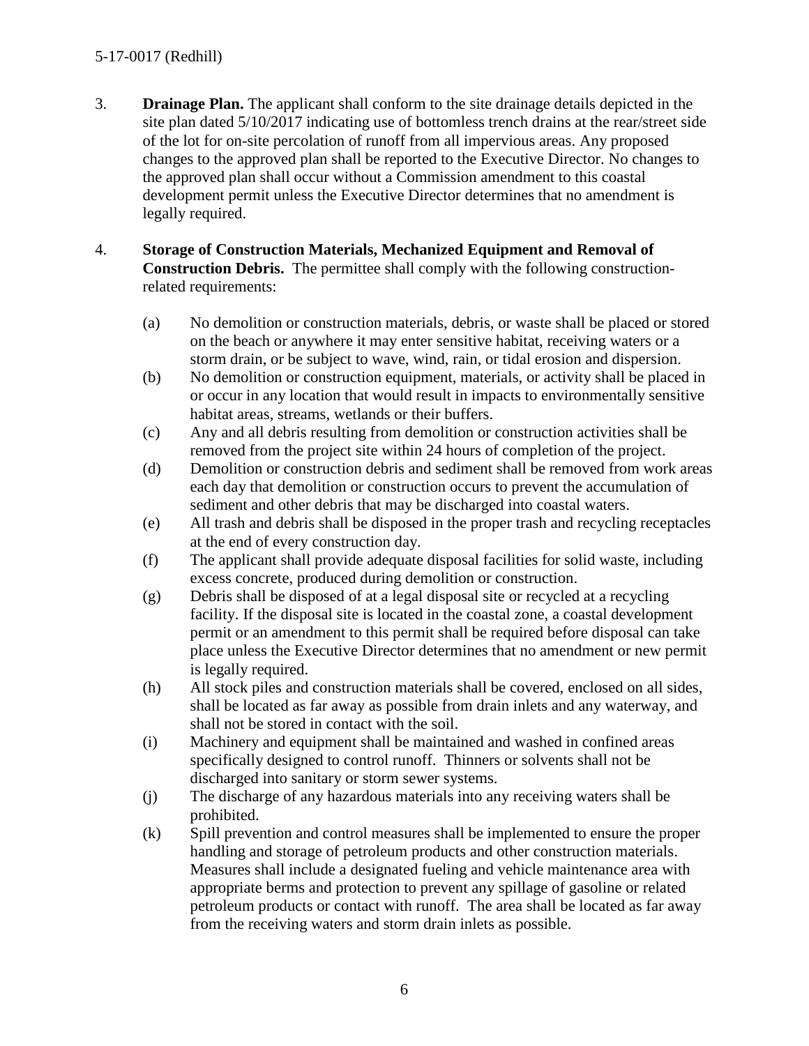3. **Drainage Plan.** The applicant shall conform to the site drainage details depicted in the site plan dated 5/10/2017 indicating use of bottomless trench drains at the rear/street side of the lot for on-site percolation of runoff from all impervious areas. Any proposed changes to the approved plan shall be reported to the Executive Director. No changes to the approved plan shall occur without a Commission amendment to this coastal development permit unless the Executive Director determines that no amendment is legally required.

4. **Storage of Construction Materials, Mechanized Equipment and Removal of Construction Debris.** The permittee shall comply with the following construction-related requirements:

   (a) No demolition or construction materials, debris, or waste shall be placed or stored on the beach or anywhere it may enter sensitive habitat, receiving waters or a storm drain, or be subject to wave, wind, rain, or tidal erosion and dispersion.

   (b) No demolition or construction equipment, materials, or activity shall be placed in or occur in any location that would result in impacts to environmentally sensitive habitat areas, streams, wetlands or their buffers.

   (c) Any and all debris resulting from demolition or construction activities shall be removed from the project site within 24 hours of completion of the project.

   (d) Demolition or construction debris and sediment shall be removed from work areas each day that demolition or construction occurs to prevent the accumulation of sediment and other debris that may be discharged into coastal waters.

   (e) All trash and debris shall be disposed in the proper trash and recycling receptacles at the end of every construction day.

   (f) The applicant shall provide adequate disposal facilities for solid waste, including excess concrete, produced during demolition or construction.

   (g) Debris shall be disposed of at a legal disposal site or recycled at a recycling facility. If the disposal site is located in the coastal zone, a coastal development permit or an amendment to this permit shall be required before disposal can take place unless the Executive Director determines that no amendment or new permit is legally required.

   (h) All stock piles and construction materials shall be covered, enclosed on all sides, shall be located as far away as possible from drain inlets and any waterway, and shall not be stored in contact with the soil.

   (i) Machinery and equipment shall be maintained and washed in confined areas specifically designed to control runoff. Thinners or solvents shall not be discharged into sanitary or storm sewer systems.

   (j) The discharge of any hazardous materials into any receiving waters shall be prohibited.

   (k) Spill prevention and control measures shall be implemented to ensure the proper handling and storage of petroleum products and other construction materials. Measures shall include a designated fueling and vehicle maintenance area with appropriate berms and protection to prevent any spillage of gasoline or related petroleum products or contact with runoff. The area shall be located as far away from the receiving waters and storm drain inlets as possible.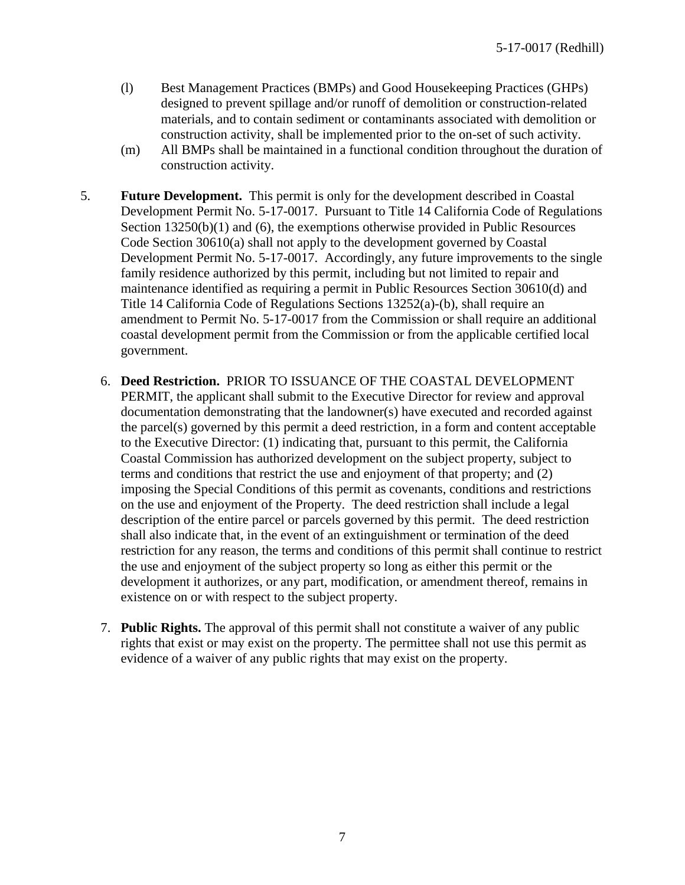(l) Best Management Practices (BMPs) and Good Housekeeping Practices (GHPs) designed to prevent spillage and/or runoff of demolition or construction-related materials, and to contain sediment or contaminants associated with demolition or construction activity, shall be implemented prior to the on-set of such activity.

(m) All BMPs shall be maintained in a functional condition throughout the duration of construction activity.

5. **Future Development.** This permit is only for the development described in Coastal Development Permit No. 5-17-0017. Pursuant to Title 14 California Code of Regulations Section 13250(b)(1) and (6), the exemptions otherwise provided in Public Resources Code Section 30610(a) shall not apply to the development governed by Coastal Development Permit No. 5-17-0017. Accordingly, any future improvements to the single family residence authorized by this permit, including but not limited to repair and maintenance identified as requiring a permit in Public Resources Section 30610(d) and Title 14 California Code of Regulations Sections 13252(a)-(b), shall require an amendment to Permit No. 5-17-0017 from the Commission or shall require an additional coastal development permit from the Commission or from the applicable certified local government.

6. **Deed Restriction.** PRIOR TO ISSUANCE OF THE COASTAL DEVELOPMENT PERMIT, the applicant shall submit to the Executive Director for review and approval documentation demonstrating that the landowner(s) have executed and recorded against the parcel(s) governed by this permit a deed restriction, in a form and content acceptable to the Executive Director: (1) indicating that, pursuant to this permit, the California Coastal Commission has authorized development on the subject property, subject to terms and conditions that restrict the use and enjoyment of that property; and (2) imposing the Special Conditions of this permit as covenants, conditions and restrictions on the use and enjoyment of the Property. The deed restriction shall include a legal description of the entire parcel or parcels governed by this permit. The deed restriction shall also indicate that, in the event of an extinguishment or termination of the deed restriction for any reason, the terms and conditions of this permit shall continue to restrict the use and enjoyment of the subject property so long as either this permit or the development it authorizes, or any part, modification, or amendment thereof, remains in existence on or with respect to the subject property.

7. **Public Rights.** The approval of this permit shall not constitute a waiver of any public rights that exist or may exist on the property. The permittee shall not use this permit as evidence of a waiver of any public rights that may exist on the property.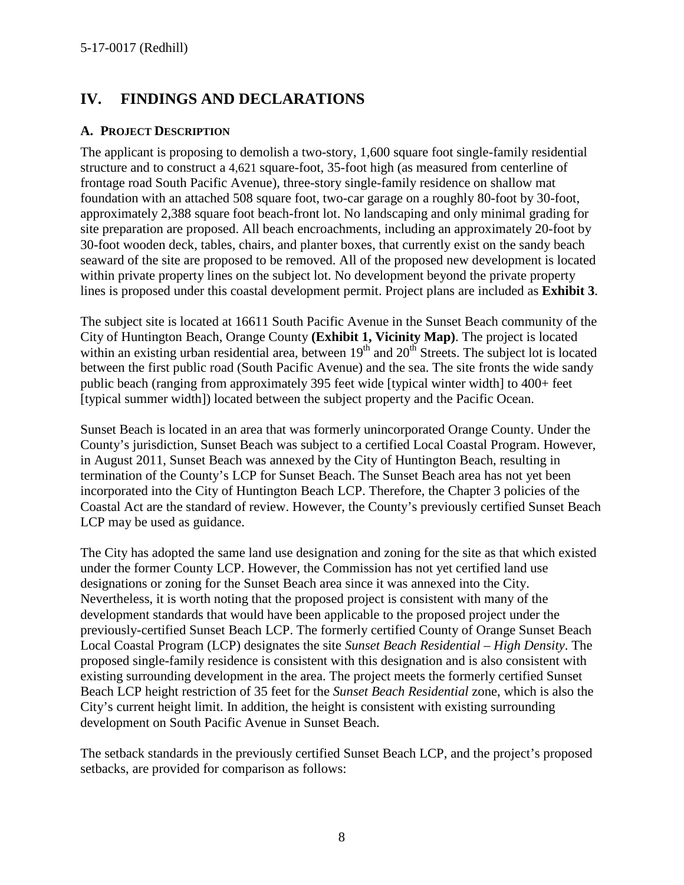## IV. FINDINGS AND DECLARATIONS

### A. PROJECT DESCRIPTION

The applicant is proposing to demolish a two-story, 1,600 square foot single-family residential structure and to construct a 4,621 square-foot, 35-foot high (as measured from centerline of frontage road South Pacific Avenue), three-story single-family residence on shallow mat foundation with an attached 508 square foot, two-car garage on a roughly 80-foot by 30-foot, approximately 2,388 square foot beach-front lot. No landscaping and only minimal grading for site preparation are proposed. All beach encroachments, including an approximately 20-foot by 30-foot wooden deck, tables, chairs, and planter boxes, that currently exist on the sandy beach seaward of the site are proposed to be removed. All of the proposed new development is located within private property lines on the subject lot. No development beyond the private property lines is proposed under this coastal development permit. Project plans are included as **Exhibit 3**.

The subject site is located at 16611 South Pacific Avenue in the Sunset Beach community of the City of Huntington Beach, Orange County **(Exhibit 1, Vicinity Map)**. The project is located within an existing urban residential area, between 19th and 20th Streets. The subject lot is located between the first public road (South Pacific Avenue) and the sea. The site fronts the wide sandy public beach (ranging from approximately 395 feet wide [typical winter width] to 400+ feet [typical summer width]) located between the subject property and the Pacific Ocean.

Sunset Beach is located in an area that was formerly unincorporated Orange County. Under the County's jurisdiction, Sunset Beach was subject to a certified Local Coastal Program. However, in August 2011, Sunset Beach was annexed by the City of Huntington Beach, resulting in termination of the County's LCP for Sunset Beach. The Sunset Beach area has not yet been incorporated into the City of Huntington Beach LCP. Therefore, the Chapter 3 policies of the Coastal Act are the standard of review. However, the County's previously certified Sunset Beach LCP may be used as guidance.

The City has adopted the same land use designation and zoning for the site as that which existed under the former County LCP. However, the Commission has not yet certified land use designations or zoning for the Sunset Beach area since it was annexed into the City. Nevertheless, it is worth noting that the proposed project is consistent with many of the development standards that would have been applicable to the proposed project under the previously-certified Sunset Beach LCP. The formerly certified County of Orange Sunset Beach Local Coastal Program (LCP) designates the site *Sunset Beach Residential – High Density*. The proposed single-family residence is consistent with this designation and is also consistent with existing surrounding development in the area. The project meets the formerly certified Sunset Beach LCP height restriction of 35 feet for the *Sunset Beach Residential* zone, which is also the City's current height limit. In addition, the height is consistent with existing surrounding development on South Pacific Avenue in Sunset Beach.

The setback standards in the previously certified Sunset Beach LCP, and the project's proposed setbacks, are provided for comparison as follows: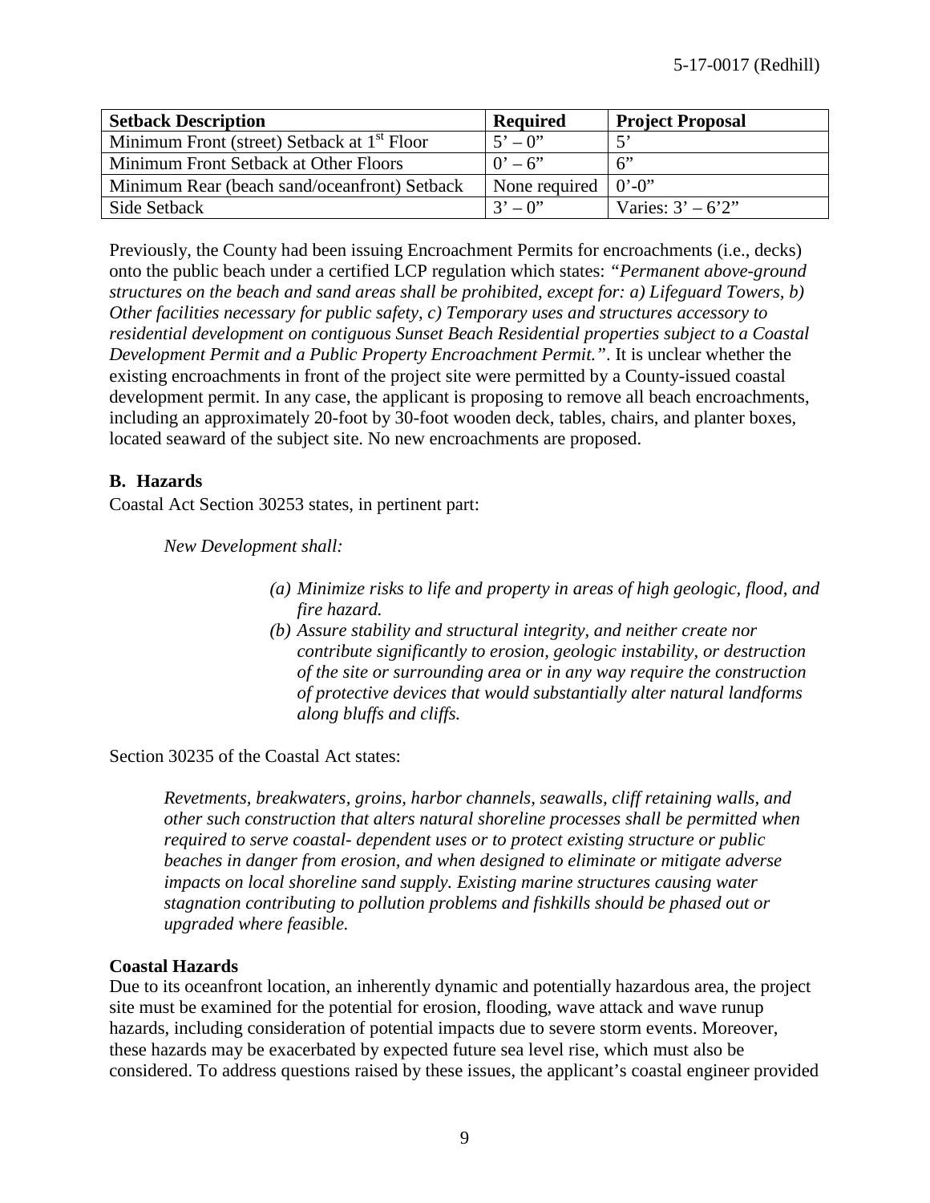| Setback Description | Required | Project Proposal |
|---|---|---|
| Minimum Front (street) Setback at 1st Floor | 5' – 0" | 5' |
| Minimum Front Setback at Other Floors | 0' – 6" | 6" |
| Minimum Rear (beach sand/oceanfront) Setback | None required | 0'-0" |
| Side Setback | 3' – 0" | Varies: 3' – 6'2" |

Previously, the County had been issuing Encroachment Permits for encroachments (i.e., decks) onto the public beach under a certified LCP regulation which states: *"Permanent above-ground structures on the beach and sand areas shall be prohibited, except for: a) Lifeguard Towers, b) Other facilities necessary for public safety, c) Temporary uses and structures accessory to residential development on contiguous Sunset Beach Residential properties subject to a Coastal Development Permit and a Public Property Encroachment Permit."*. It is unclear whether the existing encroachments in front of the project site were permitted by a County-issued coastal development permit. In any case, the applicant is proposing to remove all beach encroachments, including an approximately 20-foot by 30-foot wooden deck, tables, chairs, and planter boxes, located seaward of the subject site. No new encroachments are proposed.

### B. Hazards

Coastal Act Section 30253 states, in pertinent part:

*New Development shall:*

*(a) Minimize risks to life and property in areas of high geologic, flood, and fire hazard.*

*(b) Assure stability and structural integrity, and neither create nor contribute significantly to erosion, geologic instability, or destruction of the site or surrounding area or in any way require the construction of protective devices that would substantially alter natural landforms along bluffs and cliffs.*

Section 30235 of the Coastal Act states:

*Revetments, breakwaters, groins, harbor channels, seawalls, cliff retaining walls, and other such construction that alters natural shoreline processes shall be permitted when required to serve coastal- dependent uses or to protect existing structure or public beaches in danger from erosion, and when designed to eliminate or mitigate adverse impacts on local shoreline sand supply. Existing marine structures causing water stagnation contributing to pollution problems and fishkills should be phased out or upgraded where feasible.*

#### Coastal Hazards

Due to its oceanfront location, an inherently dynamic and potentially hazardous area, the project site must be examined for the potential for erosion, flooding, wave attack and wave runup hazards, including consideration of potential impacts due to severe storm events. Moreover, these hazards may be exacerbated by expected future sea level rise, which must also be considered. To address questions raised by these issues, the applicant's coastal engineer provided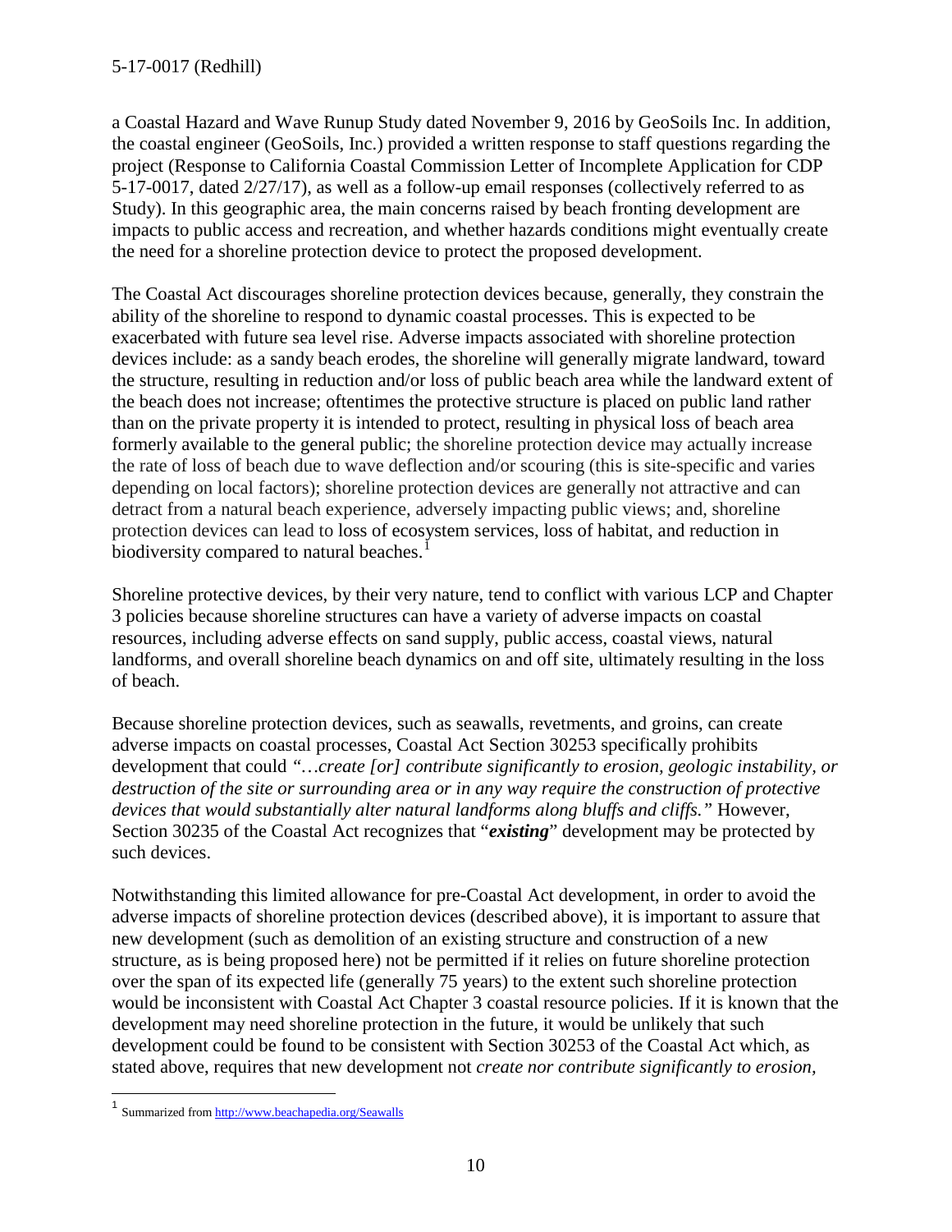a Coastal Hazard and Wave Runup Study dated November 9, 2016 by GeoSoils Inc. In addition, the coastal engineer (GeoSoils, Inc.) provided a written response to staff questions regarding the project (Response to California Coastal Commission Letter of Incomplete Application for CDP 5-17-0017, dated 2/27/17), as well as a follow-up email responses (collectively referred to as Study). In this geographic area, the main concerns raised by beach fronting development are impacts to public access and recreation, and whether hazards conditions might eventually create the need for a shoreline protection device to protect the proposed development.

The Coastal Act discourages shoreline protection devices because, generally, they constrain the ability of the shoreline to respond to dynamic coastal processes. This is expected to be exacerbated with future sea level rise. Adverse impacts associated with shoreline protection devices include: as a sandy beach erodes, the shoreline will generally migrate landward, toward the structure, resulting in reduction and/or loss of public beach area while the landward extent of the beach does not increase; oftentimes the protective structure is placed on public land rather than on the private property it is intended to protect, resulting in physical loss of beach area formerly available to the general public; the shoreline protection device may actually increase the rate of loss of beach due to wave deflection and/or scouring (this is site-specific and varies depending on local factors); shoreline protection devices are generally not attractive and can detract from a natural beach experience, adversely impacting public views; and, shoreline protection devices can lead to loss of ecosystem services, loss of habitat, and reduction in biodiversity compared to natural beaches.[1]

Shoreline protective devices, by their very nature, tend to conflict with various LCP and Chapter 3 policies because shoreline structures can have a variety of adverse impacts on coastal resources, including adverse effects on sand supply, public access, coastal views, natural landforms, and overall shoreline beach dynamics on and off site, ultimately resulting in the loss of beach.

Because shoreline protection devices, such as seawalls, revetments, and groins, can create adverse impacts on coastal processes, Coastal Act Section 30253 specifically prohibits development that could *"…create [or] contribute significantly to erosion, geologic instability, or destruction of the site or surrounding area or in any way require the construction of protective devices that would substantially alter natural landforms along bluffs and cliffs."* However, Section 30235 of the Coastal Act recognizes that "***existing***" development may be protected by such devices.

Notwithstanding this limited allowance for pre-Coastal Act development, in order to avoid the adverse impacts of shoreline protection devices (described above), it is important to assure that new development (such as demolition of an existing structure and construction of a new structure, as is being proposed here) not be permitted if it relies on future shoreline protection over the span of its expected life (generally 75 years) to the extent such shoreline protection would be inconsistent with Coastal Act Chapter 3 coastal resource policies. If it is known that the development may need shoreline protection in the future, it would be unlikely that such development could be found to be consistent with Section 30253 of the Coastal Act which, as stated above, requires that new development not *create nor contribute significantly to erosion,*

---

[1] Summarized from http://www.beachapedia.org/Seawalls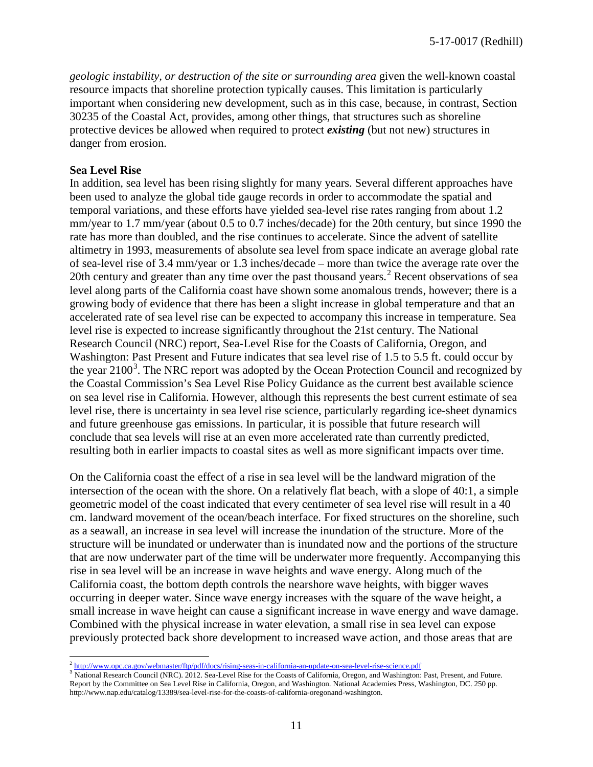*geologic instability, or destruction of the site or surrounding area* given the well-known coastal resource impacts that shoreline protection typically causes. This limitation is particularly important when considering new development, such as in this case, because, in contrast, Section 30235 of the Coastal Act, provides, among other things, that structures such as shoreline protective devices be allowed when required to protect ***existing*** (but not new) structures in danger from erosion.

**Sea Level Rise**

In addition, sea level has been rising slightly for many years. Several different approaches have been used to analyze the global tide gauge records in order to accommodate the spatial and temporal variations, and these efforts have yielded sea-level rise rates ranging from about 1.2 mm/year to 1.7 mm/year (about 0.5 to 0.7 inches/decade) for the 20th century, but since 1990 the rate has more than doubled, and the rise continues to accelerate. Since the advent of satellite altimetry in 1993, measurements of absolute sea level from space indicate an average global rate of sea-level rise of 3.4 mm/year or 1.3 inches/decade – more than twice the average rate over the 20th century and greater than any time over the past thousand years.[2] Recent observations of sea level along parts of the California coast have shown some anomalous trends, however; there is a growing body of evidence that there has been a slight increase in global temperature and that an accelerated rate of sea level rise can be expected to accompany this increase in temperature. Sea level rise is expected to increase significantly throughout the 21st century. The National Research Council (NRC) report, Sea-Level Rise for the Coasts of California, Oregon, and Washington: Past Present and Future indicates that sea level rise of 1.5 to 5.5 ft. could occur by the year 2100[3]. The NRC report was adopted by the Ocean Protection Council and recognized by the Coastal Commission's Sea Level Rise Policy Guidance as the current best available science on sea level rise in California. However, although this represents the best current estimate of sea level rise, there is uncertainty in sea level rise science, particularly regarding ice-sheet dynamics and future greenhouse gas emissions. In particular, it is possible that future research will conclude that sea levels will rise at an even more accelerated rate than currently predicted, resulting both in earlier impacts to coastal sites as well as more significant impacts over time.

On the California coast the effect of a rise in sea level will be the landward migration of the intersection of the ocean with the shore. On a relatively flat beach, with a slope of 40:1, a simple geometric model of the coast indicated that every centimeter of sea level rise will result in a 40 cm. landward movement of the ocean/beach interface. For fixed structures on the shoreline, such as a seawall, an increase in sea level will increase the inundation of the structure. More of the structure will be inundated or underwater than is inundated now and the portions of the structure that are now underwater part of the time will be underwater more frequently. Accompanying this rise in sea level will be an increase in wave heights and wave energy. Along much of the California coast, the bottom depth controls the nearshore wave heights, with bigger waves occurring in deeper water. Since wave energy increases with the square of the wave height, a small increase in wave height can cause a significant increase in wave energy and wave damage. Combined with the physical increase in water elevation, a small rise in sea level can expose previously protected back shore development to increased wave action, and those areas that are

---

[2] http://www.opc.ca.gov/webmaster/ftp/pdf/docs/rising-seas-in-california-an-update-on-sea-level-rise-science.pdf

[3] National Research Council (NRC). 2012. Sea-Level Rise for the Coasts of California, Oregon, and Washington: Past, Present, and Future. Report by the Committee on Sea Level Rise in California, Oregon, and Washington. National Academies Press, Washington, DC. 250 pp. http://www.nap.edu/catalog/13389/sea-level-rise-for-the-coasts-of-california-oregonand-washington.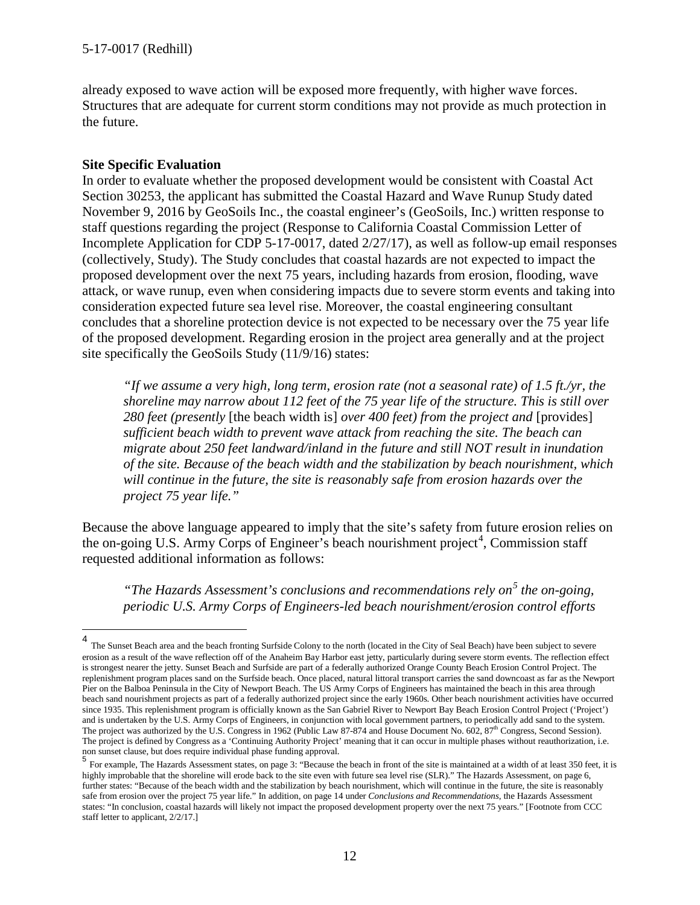already exposed to wave action will be exposed more frequently, with higher wave forces. Structures that are adequate for current storm conditions may not provide as much protection in the future.

**Site Specific Evaluation**

In order to evaluate whether the proposed development would be consistent with Coastal Act Section 30253, the applicant has submitted the Coastal Hazard and Wave Runup Study dated November 9, 2016 by GeoSoils Inc., the coastal engineer's (GeoSoils, Inc.) written response to staff questions regarding the project (Response to California Coastal Commission Letter of Incomplete Application for CDP 5-17-0017, dated 2/27/17), as well as follow-up email responses (collectively, Study). The Study concludes that coastal hazards are not expected to impact the proposed development over the next 75 years, including hazards from erosion, flooding, wave attack, or wave runup, even when considering impacts due to severe storm events and taking into consideration expected future sea level rise. Moreover, the coastal engineering consultant concludes that a shoreline protection device is not expected to be necessary over the 75 year life of the proposed development. Regarding erosion in the project area generally and at the project site specifically the GeoSoils Study (11/9/16) states:

> *"If we assume a very high, long term, erosion rate (not a seasonal rate) of 1.5 ft./yr, the shoreline may narrow about 112 feet of the 75 year life of the structure. This is still over 280 feet (presently* [the beach width is] *over 400 feet) from the project and* [provides] *sufficient beach width to prevent wave attack from reaching the site. The beach can migrate about 250 feet landward/inland in the future and still NOT result in inundation of the site. Because of the beach width and the stabilization by beach nourishment, which will continue in the future, the site is reasonably safe from erosion hazards over the project 75 year life."*

Because the above language appeared to imply that the site's safety from future erosion relies on the on-going U.S. Army Corps of Engineer's beach nourishment project[4], Commission staff requested additional information as follows:

> *"The Hazards Assessment's conclusions and recommendations rely on*[5] *the on-going, periodic U.S. Army Corps of Engineers-led beach nourishment/erosion control efforts*

---

[4] The Sunset Beach area and the beach fronting Surfside Colony to the north (located in the City of Seal Beach) have been subject to severe erosion as a result of the wave reflection off of the Anaheim Bay Harbor east jetty, particularly during severe storm events. The reflection effect is strongest nearer the jetty. Sunset Beach and Surfside are part of a federally authorized Orange County Beach Erosion Control Project. The replenishment program places sand on the Surfside beach. Once placed, natural littoral transport carries the sand downcoast as far as the Newport Pier on the Balboa Peninsula in the City of Newport Beach. The US Army Corps of Engineers has maintained the beach in this area through beach sand nourishment projects as part of a federally authorized project since the early 1960s. Other beach nourishment activities have occurred since 1935. This replenishment program is officially known as the San Gabriel River to Newport Bay Beach Erosion Control Project ('Project') and is undertaken by the U.S. Army Corps of Engineers, in conjunction with local government partners, to periodically add sand to the system. The project was authorized by the U.S. Congress in 1962 (Public Law 87-874 and House Document No. 602, 87th Congress, Second Session). The project is defined by Congress as a 'Continuing Authority Project' meaning that it can occur in multiple phases without reauthorization, i.e. non sunset clause, but does require individual phase funding approval.

[5] For example, The Hazards Assessment states, on page 3: "Because the beach in front of the site is maintained at a width of at least 350 feet, it is highly improbable that the shoreline will erode back to the site even with future sea level rise (SLR)." The Hazards Assessment, on page 6, further states: "Because of the beach width and the stabilization by beach nourishment, which will continue in the future, the site is reasonably safe from erosion over the project 75 year life." In addition, on page 14 under *Conclusions and Recommendations*, the Hazards Assessment states: "In conclusion, coastal hazards will likely not impact the proposed development property over the next 75 years." [Footnote from CCC staff letter to applicant, 2/2/17.]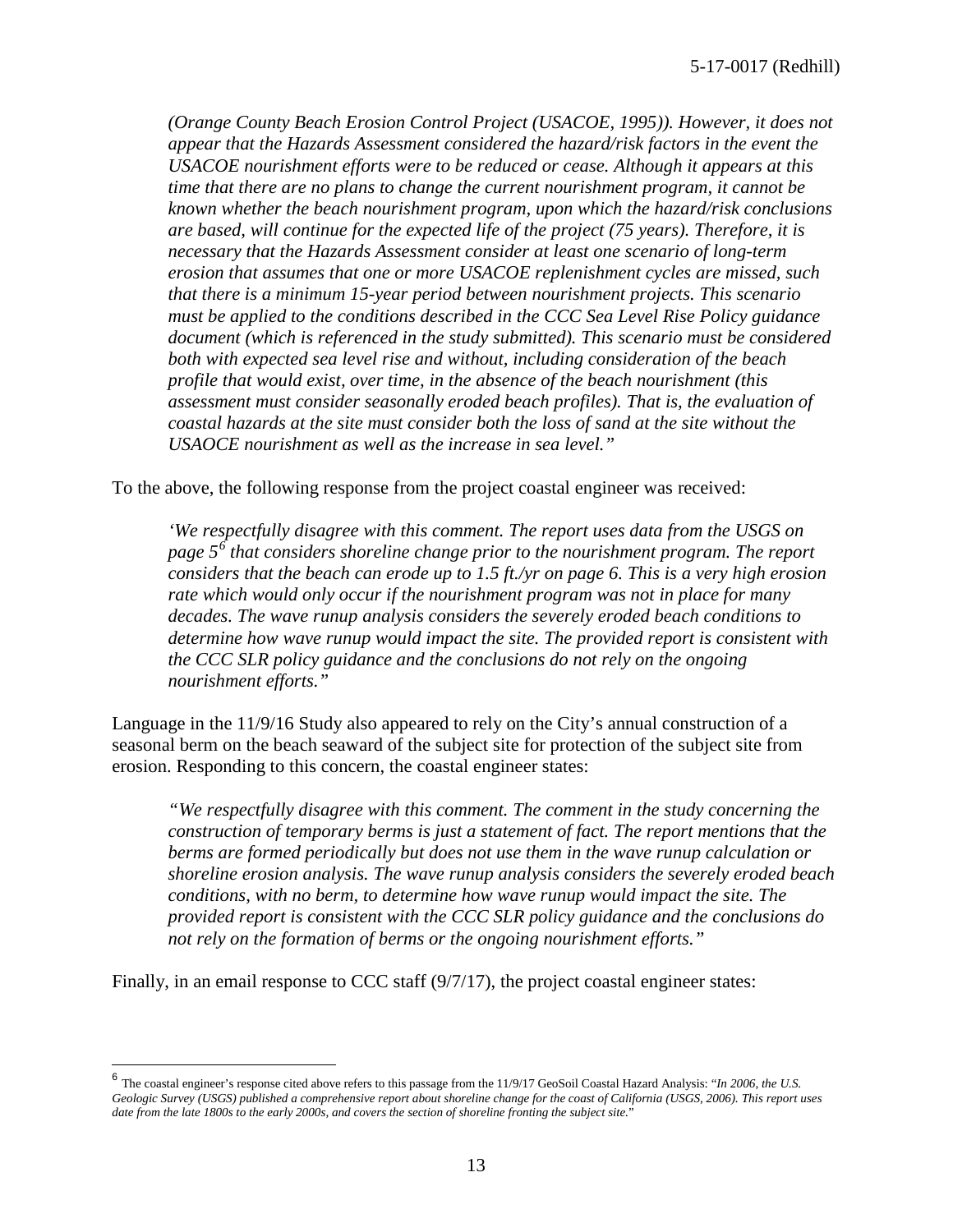*(Orange County Beach Erosion Control Project (USACOE, 1995)). However, it does not appear that the Hazards Assessment considered the hazard/risk factors in the event the USACOE nourishment efforts were to be reduced or cease. Although it appears at this time that there are no plans to change the current nourishment program, it cannot be known whether the beach nourishment program, upon which the hazard/risk conclusions are based, will continue for the expected life of the project (75 years). Therefore, it is necessary that the Hazards Assessment consider at least one scenario of long-term erosion that assumes that one or more USACOE replenishment cycles are missed, such that there is a minimum 15-year period between nourishment projects. This scenario must be applied to the conditions described in the CCC Sea Level Rise Policy guidance document (which is referenced in the study submitted). This scenario must be considered both with expected sea level rise and without, including consideration of the beach profile that would exist, over time, in the absence of the beach nourishment (this assessment must consider seasonally eroded beach profiles). That is, the evaluation of coastal hazards at the site must consider both the loss of sand at the site without the USAOCE nourishment as well as the increase in sea level."*

To the above, the following response from the project coastal engineer was received:

*'We respectfully disagree with this comment. The report uses data from the USGS on page 5[6] that considers shoreline change prior to the nourishment program. The report considers that the beach can erode up to 1.5 ft./yr on page 6. This is a very high erosion rate which would only occur if the nourishment program was not in place for many decades. The wave runup analysis considers the severely eroded beach conditions to determine how wave runup would impact the site. The provided report is consistent with the CCC SLR policy guidance and the conclusions do not rely on the ongoing nourishment efforts."*

Language in the 11/9/16 Study also appeared to rely on the City's annual construction of a seasonal berm on the beach seaward of the subject site for protection of the subject site from erosion. Responding to this concern, the coastal engineer states:

*"We respectfully disagree with this comment. The comment in the study concerning the construction of temporary berms is just a statement of fact. The report mentions that the berms are formed periodically but does not use them in the wave runup calculation or shoreline erosion analysis. The wave runup analysis considers the severely eroded beach conditions, with no berm, to determine how wave runup would impact the site. The provided report is consistent with the CCC SLR policy guidance and the conclusions do not rely on the formation of berms or the ongoing nourishment efforts."*

Finally, in an email response to CCC staff (9/7/17), the project coastal engineer states:

---

[6] The coastal engineer's response cited above refers to this passage from the 11/9/17 GeoSoil Coastal Hazard Analysis: "*In 2006, the U.S. Geologic Survey (USGS) published a comprehensive report about shoreline change for the coast of California (USGS, 2006). This report uses date from the late 1800s to the early 2000s, and covers the section of shoreline fronting the subject site.*"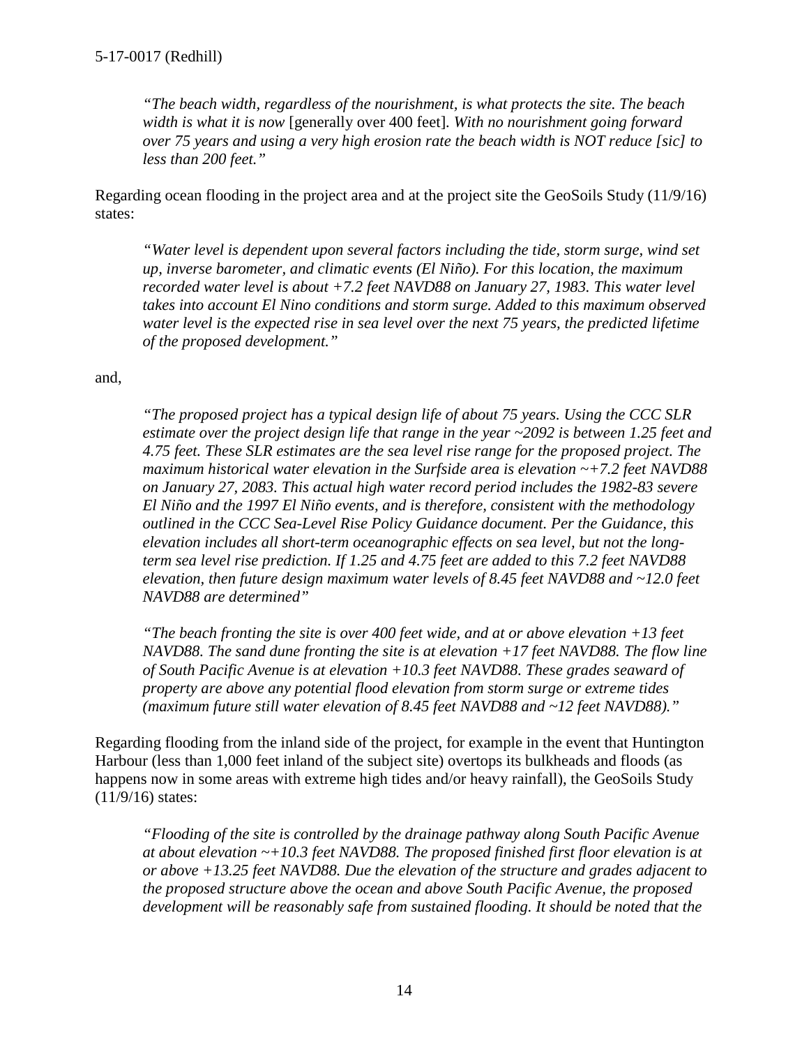> *"The beach width, regardless of the nourishment, is what protects the site. The beach width is what it is now* [generally over 400 feet]*. With no nourishment going forward over 75 years and using a very high erosion rate the beach width is NOT reduce [sic] to less than 200 feet."*

Regarding ocean flooding in the project area and at the project site the GeoSoils Study (11/9/16) states:

> *"Water level is dependent upon several factors including the tide, storm surge, wind set up, inverse barometer, and climatic events (El Niño). For this location, the maximum recorded water level is about +7.2 feet NAVD88 on January 27, 1983. This water level takes into account El Nino conditions and storm surge. Added to this maximum observed water level is the expected rise in sea level over the next 75 years, the predicted lifetime of the proposed development."*

and,

> *"The proposed project has a typical design life of about 75 years. Using the CCC SLR estimate over the project design life that range in the year ~2092 is between 1.25 feet and 4.75 feet. These SLR estimates are the sea level rise range for the proposed project. The maximum historical water elevation in the Surfside area is elevation ~+7.2 feet NAVD88 on January 27, 2083. This actual high water record period includes the 1982-83 severe El Niño and the 1997 El Niño events, and is therefore, consistent with the methodology outlined in the CCC Sea-Level Rise Policy Guidance document. Per the Guidance, this elevation includes all short-term oceanographic effects on sea level, but not the long-term sea level rise prediction. If 1.25 and 4.75 feet are added to this 7.2 feet NAVD88 elevation, then future design maximum water levels of 8.45 feet NAVD88 and ~12.0 feet NAVD88 are determined"*
>
> *"The beach fronting the site is over 400 feet wide, and at or above elevation +13 feet NAVD88. The sand dune fronting the site is at elevation +17 feet NAVD88. The flow line of South Pacific Avenue is at elevation +10.3 feet NAVD88. These grades seaward of property are above any potential flood elevation from storm surge or extreme tides (maximum future still water elevation of 8.45 feet NAVD88 and ~12 feet NAVD88)."*

Regarding flooding from the inland side of the project, for example in the event that Huntington Harbour (less than 1,000 feet inland of the subject site) overtops its bulkheads and floods (as happens now in some areas with extreme high tides and/or heavy rainfall), the GeoSoils Study (11/9/16) states:

> *"Flooding of the site is controlled by the drainage pathway along South Pacific Avenue at about elevation ~+10.3 feet NAVD88. The proposed finished first floor elevation is at or above +13.25 feet NAVD88. Due the elevation of the structure and grades adjacent to the proposed structure above the ocean and above South Pacific Avenue, the proposed development will be reasonably safe from sustained flooding. It should be noted that the*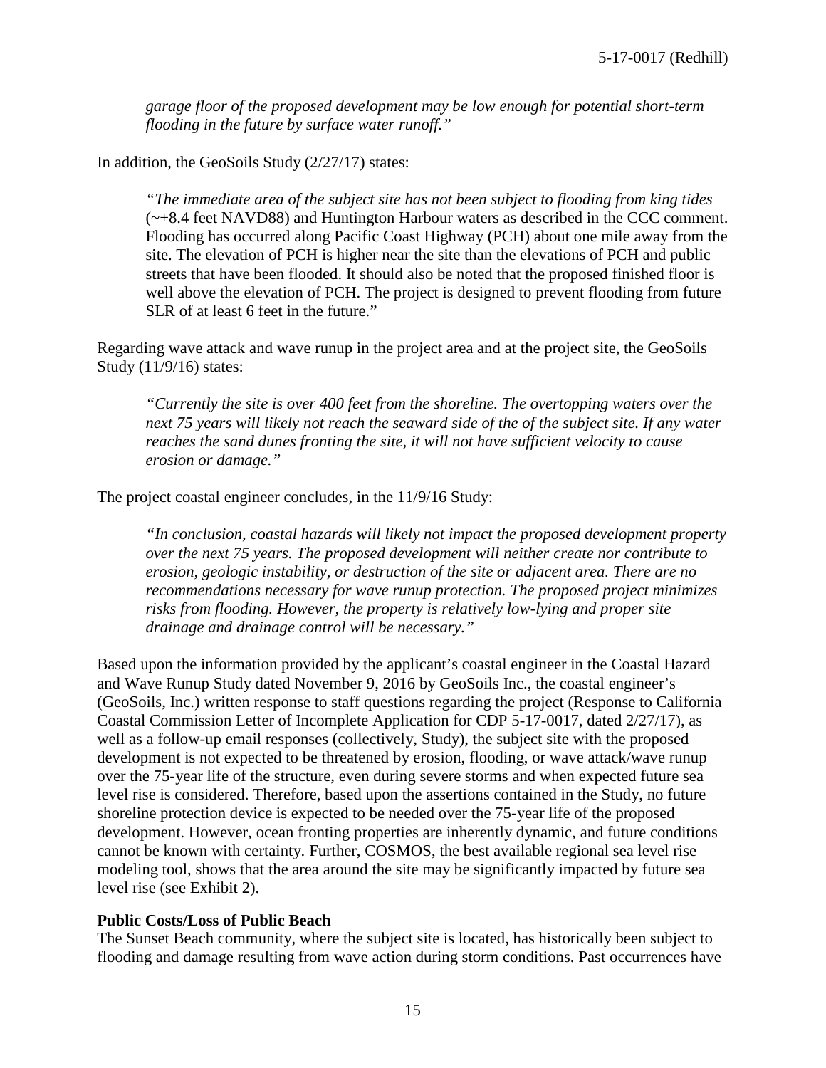*garage floor of the proposed development may be low enough for potential short-term flooding in the future by surface water runoff."*

In addition, the GeoSoils Study (2/27/17) states:

> *"The immediate area of the subject site has not been subject to flooding from king tides* (~+8.4 feet NAVD88) and Huntington Harbour waters as described in the CCC comment. Flooding has occurred along Pacific Coast Highway (PCH) about one mile away from the site. The elevation of PCH is higher near the site than the elevations of PCH and public streets that have been flooded. It should also be noted that the proposed finished floor is well above the elevation of PCH. The project is designed to prevent flooding from future SLR of at least 6 feet in the future."

Regarding wave attack and wave runup in the project area and at the project site, the GeoSoils Study (11/9/16) states:

> *"Currently the site is over 400 feet from the shoreline. The overtopping waters over the next 75 years will likely not reach the seaward side of the of the subject site. If any water reaches the sand dunes fronting the site, it will not have sufficient velocity to cause erosion or damage."*

The project coastal engineer concludes, in the 11/9/16 Study:

> *"In conclusion, coastal hazards will likely not impact the proposed development property over the next 75 years. The proposed development will neither create nor contribute to erosion, geologic instability, or destruction of the site or adjacent area. There are no recommendations necessary for wave runup protection. The proposed project minimizes risks from flooding. However, the property is relatively low-lying and proper site drainage and drainage control will be necessary."*

Based upon the information provided by the applicant's coastal engineer in the Coastal Hazard and Wave Runup Study dated November 9, 2016 by GeoSoils Inc., the coastal engineer's (GeoSoils, Inc.) written response to staff questions regarding the project (Response to California Coastal Commission Letter of Incomplete Application for CDP 5-17-0017, dated 2/27/17), as well as a follow-up email responses (collectively, Study), the subject site with the proposed development is not expected to be threatened by erosion, flooding, or wave attack/wave runup over the 75-year life of the structure, even during severe storms and when expected future sea level rise is considered. Therefore, based upon the assertions contained in the Study, no future shoreline protection device is expected to be needed over the 75-year life of the proposed development. However, ocean fronting properties are inherently dynamic, and future conditions cannot be known with certainty. Further, COSMOS, the best available regional sea level rise modeling tool, shows that the area around the site may be significantly impacted by future sea level rise (see Exhibit 2).

**Public Costs/Loss of Public Beach**

The Sunset Beach community, where the subject site is located, has historically been subject to flooding and damage resulting from wave action during storm conditions. Past occurrences have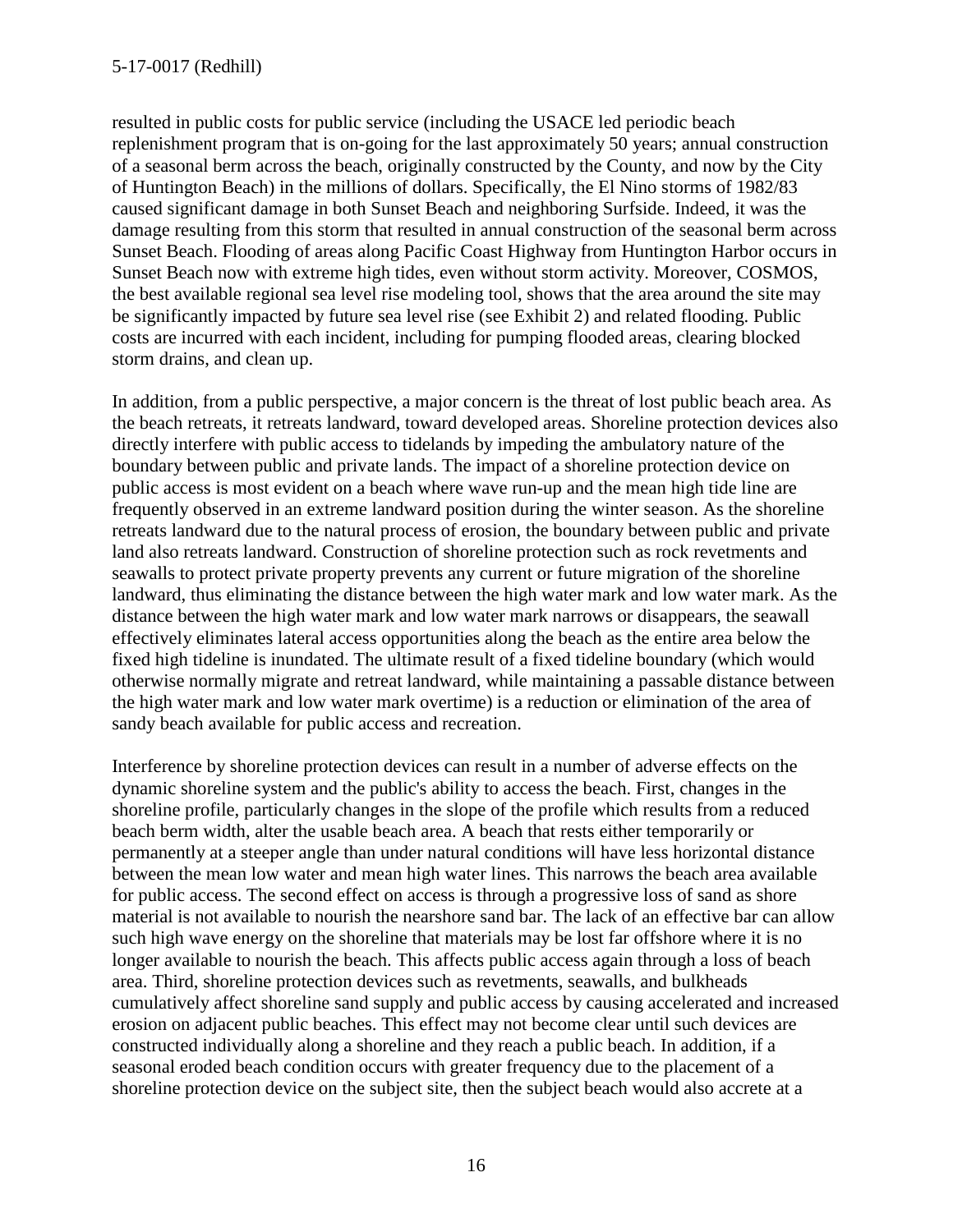resulted in public costs for public service (including the USACE led periodic beach replenishment program that is on-going for the last approximately 50 years; annual construction of a seasonal berm across the beach, originally constructed by the County, and now by the City of Huntington Beach) in the millions of dollars. Specifically, the El Nino storms of 1982/83 caused significant damage in both Sunset Beach and neighboring Surfside. Indeed, it was the damage resulting from this storm that resulted in annual construction of the seasonal berm across Sunset Beach. Flooding of areas along Pacific Coast Highway from Huntington Harbor occurs in Sunset Beach now with extreme high tides, even without storm activity. Moreover, COSMOS, the best available regional sea level rise modeling tool, shows that the area around the site may be significantly impacted by future sea level rise (see Exhibit 2) and related flooding. Public costs are incurred with each incident, including for pumping flooded areas, clearing blocked storm drains, and clean up.

In addition, from a public perspective, a major concern is the threat of lost public beach area. As the beach retreats, it retreats landward, toward developed areas. Shoreline protection devices also directly interfere with public access to tidelands by impeding the ambulatory nature of the boundary between public and private lands. The impact of a shoreline protection device on public access is most evident on a beach where wave run-up and the mean high tide line are frequently observed in an extreme landward position during the winter season. As the shoreline retreats landward due to the natural process of erosion, the boundary between public and private land also retreats landward. Construction of shoreline protection such as rock revetments and seawalls to protect private property prevents any current or future migration of the shoreline landward, thus eliminating the distance between the high water mark and low water mark. As the distance between the high water mark and low water mark narrows or disappears, the seawall effectively eliminates lateral access opportunities along the beach as the entire area below the fixed high tideline is inundated. The ultimate result of a fixed tideline boundary (which would otherwise normally migrate and retreat landward, while maintaining a passable distance between the high water mark and low water mark overtime) is a reduction or elimination of the area of sandy beach available for public access and recreation.

Interference by shoreline protection devices can result in a number of adverse effects on the dynamic shoreline system and the public's ability to access the beach. First, changes in the shoreline profile, particularly changes in the slope of the profile which results from a reduced beach berm width, alter the usable beach area. A beach that rests either temporarily or permanently at a steeper angle than under natural conditions will have less horizontal distance between the mean low water and mean high water lines. This narrows the beach area available for public access. The second effect on access is through a progressive loss of sand as shore material is not available to nourish the nearshore sand bar. The lack of an effective bar can allow such high wave energy on the shoreline that materials may be lost far offshore where it is no longer available to nourish the beach. This affects public access again through a loss of beach area. Third, shoreline protection devices such as revetments, seawalls, and bulkheads cumulatively affect shoreline sand supply and public access by causing accelerated and increased erosion on adjacent public beaches. This effect may not become clear until such devices are constructed individually along a shoreline and they reach a public beach. In addition, if a seasonal eroded beach condition occurs with greater frequency due to the placement of a shoreline protection device on the subject site, then the subject beach would also accrete at a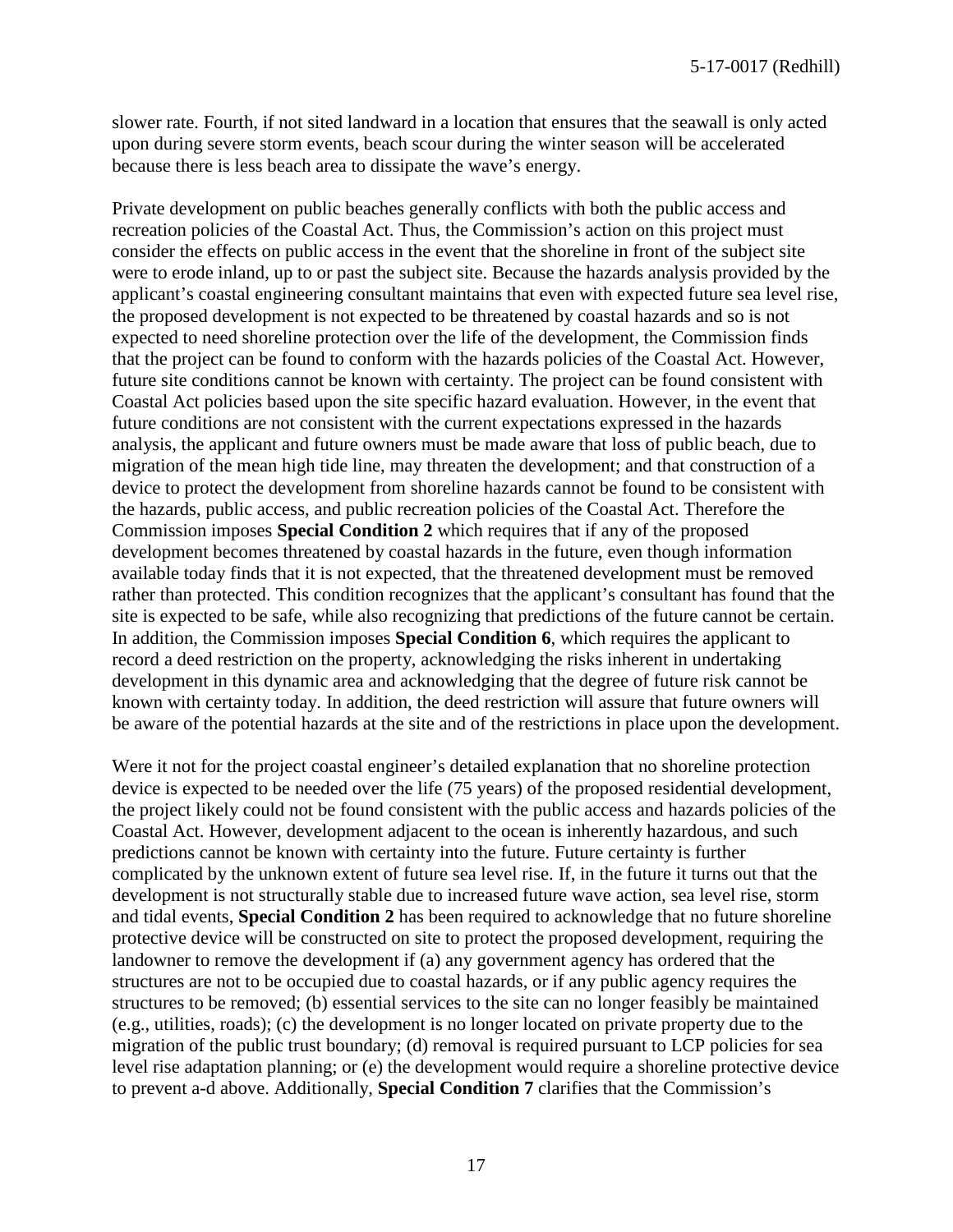slower rate. Fourth, if not sited landward in a location that ensures that the seawall is only acted upon during severe storm events, beach scour during the winter season will be accelerated because there is less beach area to dissipate the wave's energy.

Private development on public beaches generally conflicts with both the public access and recreation policies of the Coastal Act. Thus, the Commission's action on this project must consider the effects on public access in the event that the shoreline in front of the subject site were to erode inland, up to or past the subject site. Because the hazards analysis provided by the applicant's coastal engineering consultant maintains that even with expected future sea level rise, the proposed development is not expected to be threatened by coastal hazards and so is not expected to need shoreline protection over the life of the development, the Commission finds that the project can be found to conform with the hazards policies of the Coastal Act. However, future site conditions cannot be known with certainty. The project can be found consistent with Coastal Act policies based upon the site specific hazard evaluation. However, in the event that future conditions are not consistent with the current expectations expressed in the hazards analysis, the applicant and future owners must be made aware that loss of public beach, due to migration of the mean high tide line, may threaten the development; and that construction of a device to protect the development from shoreline hazards cannot be found to be consistent with the hazards, public access, and public recreation policies of the Coastal Act. Therefore the Commission imposes **Special Condition 2** which requires that if any of the proposed development becomes threatened by coastal hazards in the future, even though information available today finds that it is not expected, that the threatened development must be removed rather than protected. This condition recognizes that the applicant's consultant has found that the site is expected to be safe, while also recognizing that predictions of the future cannot be certain. In addition, the Commission imposes **Special Condition 6**, which requires the applicant to record a deed restriction on the property, acknowledging the risks inherent in undertaking development in this dynamic area and acknowledging that the degree of future risk cannot be known with certainty today. In addition, the deed restriction will assure that future owners will be aware of the potential hazards at the site and of the restrictions in place upon the development.

Were it not for the project coastal engineer's detailed explanation that no shoreline protection device is expected to be needed over the life (75 years) of the proposed residential development, the project likely could not be found consistent with the public access and hazards policies of the Coastal Act. However, development adjacent to the ocean is inherently hazardous, and such predictions cannot be known with certainty into the future. Future certainty is further complicated by the unknown extent of future sea level rise. If, in the future it turns out that the development is not structurally stable due to increased future wave action, sea level rise, storm and tidal events, **Special Condition 2** has been required to acknowledge that no future shoreline protective device will be constructed on site to protect the proposed development, requiring the landowner to remove the development if (a) any government agency has ordered that the structures are not to be occupied due to coastal hazards, or if any public agency requires the structures to be removed; (b) essential services to the site can no longer feasibly be maintained (e.g., utilities, roads); (c) the development is no longer located on private property due to the migration of the public trust boundary; (d) removal is required pursuant to LCP policies for sea level rise adaptation planning; or (e) the development would require a shoreline protective device to prevent a-d above. Additionally, **Special Condition 7** clarifies that the Commission's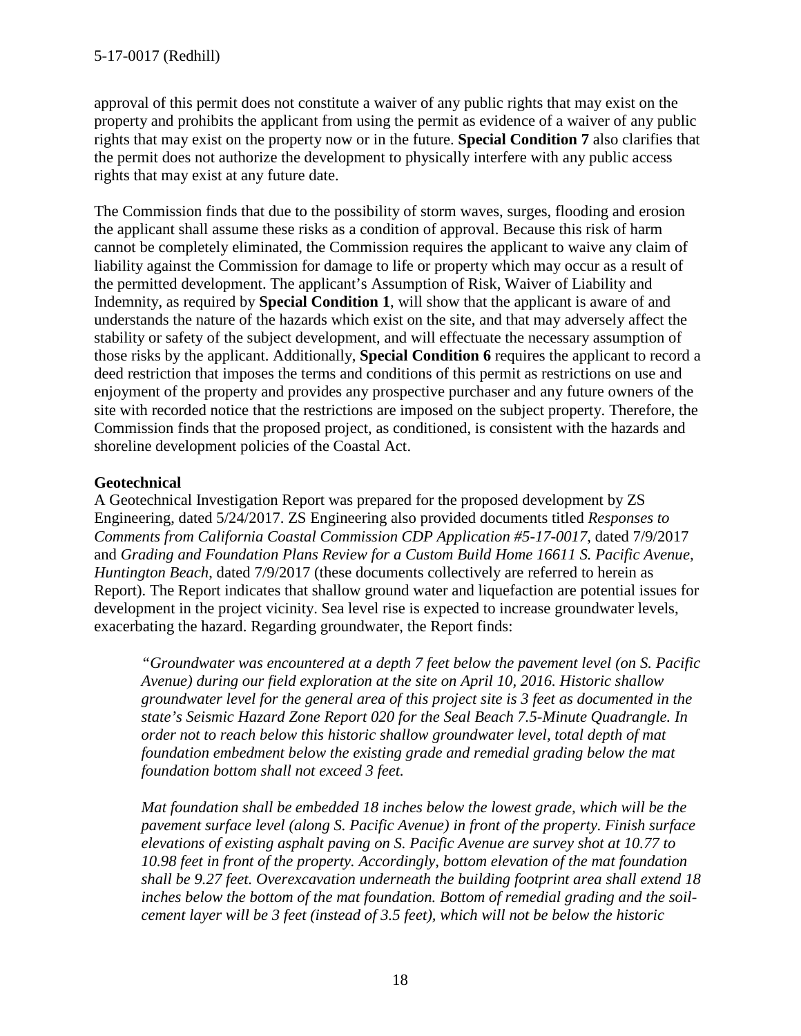approval of this permit does not constitute a waiver of any public rights that may exist on the property and prohibits the applicant from using the permit as evidence of a waiver of any public rights that may exist on the property now or in the future. **Special Condition 7** also clarifies that the permit does not authorize the development to physically interfere with any public access rights that may exist at any future date.

The Commission finds that due to the possibility of storm waves, surges, flooding and erosion the applicant shall assume these risks as a condition of approval. Because this risk of harm cannot be completely eliminated, the Commission requires the applicant to waive any claim of liability against the Commission for damage to life or property which may occur as a result of the permitted development. The applicant's Assumption of Risk, Waiver of Liability and Indemnity, as required by **Special Condition 1**, will show that the applicant is aware of and understands the nature of the hazards which exist on the site, and that may adversely affect the stability or safety of the subject development, and will effectuate the necessary assumption of those risks by the applicant. Additionally, **Special Condition 6** requires the applicant to record a deed restriction that imposes the terms and conditions of this permit as restrictions on use and enjoyment of the property and provides any prospective purchaser and any future owners of the site with recorded notice that the restrictions are imposed on the subject property. Therefore, the Commission finds that the proposed project, as conditioned, is consistent with the hazards and shoreline development policies of the Coastal Act.

**Geotechnical**

A Geotechnical Investigation Report was prepared for the proposed development by ZS Engineering, dated 5/24/2017. ZS Engineering also provided documents titled *Responses to Comments from California Coastal Commission CDP Application #5-17-0017*, dated 7/9/2017 and *Grading and Foundation Plans Review for a Custom Build Home 16611 S. Pacific Avenue, Huntington Beach*, dated 7/9/2017 (these documents collectively are referred to herein as Report). The Report indicates that shallow ground water and liquefaction are potential issues for development in the project vicinity. Sea level rise is expected to increase groundwater levels, exacerbating the hazard. Regarding groundwater, the Report finds:

> *"Groundwater was encountered at a depth 7 feet below the pavement level (on S. Pacific Avenue) during our field exploration at the site on April 10, 2016. Historic shallow groundwater level for the general area of this project site is 3 feet as documented in the state's Seismic Hazard Zone Report 020 for the Seal Beach 7.5-Minute Quadrangle. In order not to reach below this historic shallow groundwater level, total depth of mat foundation embedment below the existing grade and remedial grading below the mat foundation bottom shall not exceed 3 feet.*
>
> *Mat foundation shall be embedded 18 inches below the lowest grade, which will be the pavement surface level (along S. Pacific Avenue) in front of the property. Finish surface elevations of existing asphalt paving on S. Pacific Avenue are survey shot at 10.77 to 10.98 feet in front of the property. Accordingly, bottom elevation of the mat foundation shall be 9.27 feet. Overexcavation underneath the building footprint area shall extend 18 inches below the bottom of the mat foundation. Bottom of remedial grading and the soil-cement layer will be 3 feet (instead of 3.5 feet), which will not be below the historic*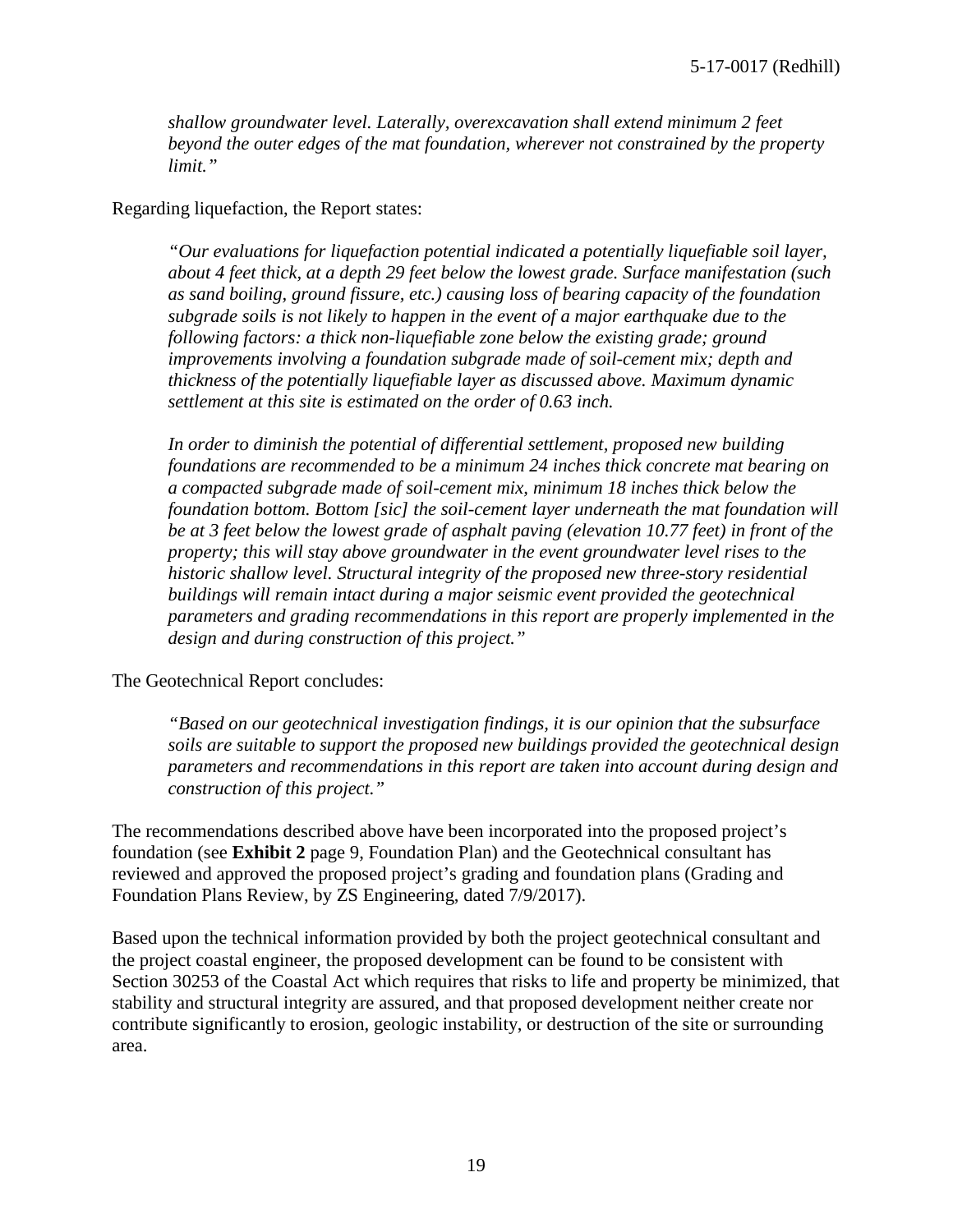*shallow groundwater level. Laterally, overexcavation shall extend minimum 2 feet beyond the outer edges of the mat foundation, wherever not constrained by the property limit."*

Regarding liquefaction, the Report states:

> *"Our evaluations for liquefaction potential indicated a potentially liquefiable soil layer, about 4 feet thick, at a depth 29 feet below the lowest grade. Surface manifestation (such as sand boiling, ground fissure, etc.) causing loss of bearing capacity of the foundation subgrade soils is not likely to happen in the event of a major earthquake due to the following factors: a thick non-liquefiable zone below the existing grade; ground improvements involving a foundation subgrade made of soil-cement mix; depth and thickness of the potentially liquefiable layer as discussed above. Maximum dynamic settlement at this site is estimated on the order of 0.63 inch.*
>
> *In order to diminish the potential of differential settlement, proposed new building foundations are recommended to be a minimum 24 inches thick concrete mat bearing on a compacted subgrade made of soil-cement mix, minimum 18 inches thick below the foundation bottom. Bottom [sic] the soil-cement layer underneath the mat foundation will be at 3 feet below the lowest grade of asphalt paving (elevation 10.77 feet) in front of the property; this will stay above groundwater in the event groundwater level rises to the historic shallow level. Structural integrity of the proposed new three-story residential buildings will remain intact during a major seismic event provided the geotechnical parameters and grading recommendations in this report are properly implemented in the design and during construction of this project."*

The Geotechnical Report concludes:

> *"Based on our geotechnical investigation findings, it is our opinion that the subsurface soils are suitable to support the proposed new buildings provided the geotechnical design parameters and recommendations in this report are taken into account during design and construction of this project."*

The recommendations described above have been incorporated into the proposed project's foundation (see **Exhibit 2** page 9, Foundation Plan) and the Geotechnical consultant has reviewed and approved the proposed project's grading and foundation plans (Grading and Foundation Plans Review, by ZS Engineering, dated 7/9/2017).

Based upon the technical information provided by both the project geotechnical consultant and the project coastal engineer, the proposed development can be found to be consistent with Section 30253 of the Coastal Act which requires that risks to life and property be minimized, that stability and structural integrity are assured, and that proposed development neither create nor contribute significantly to erosion, geologic instability, or destruction of the site or surrounding area.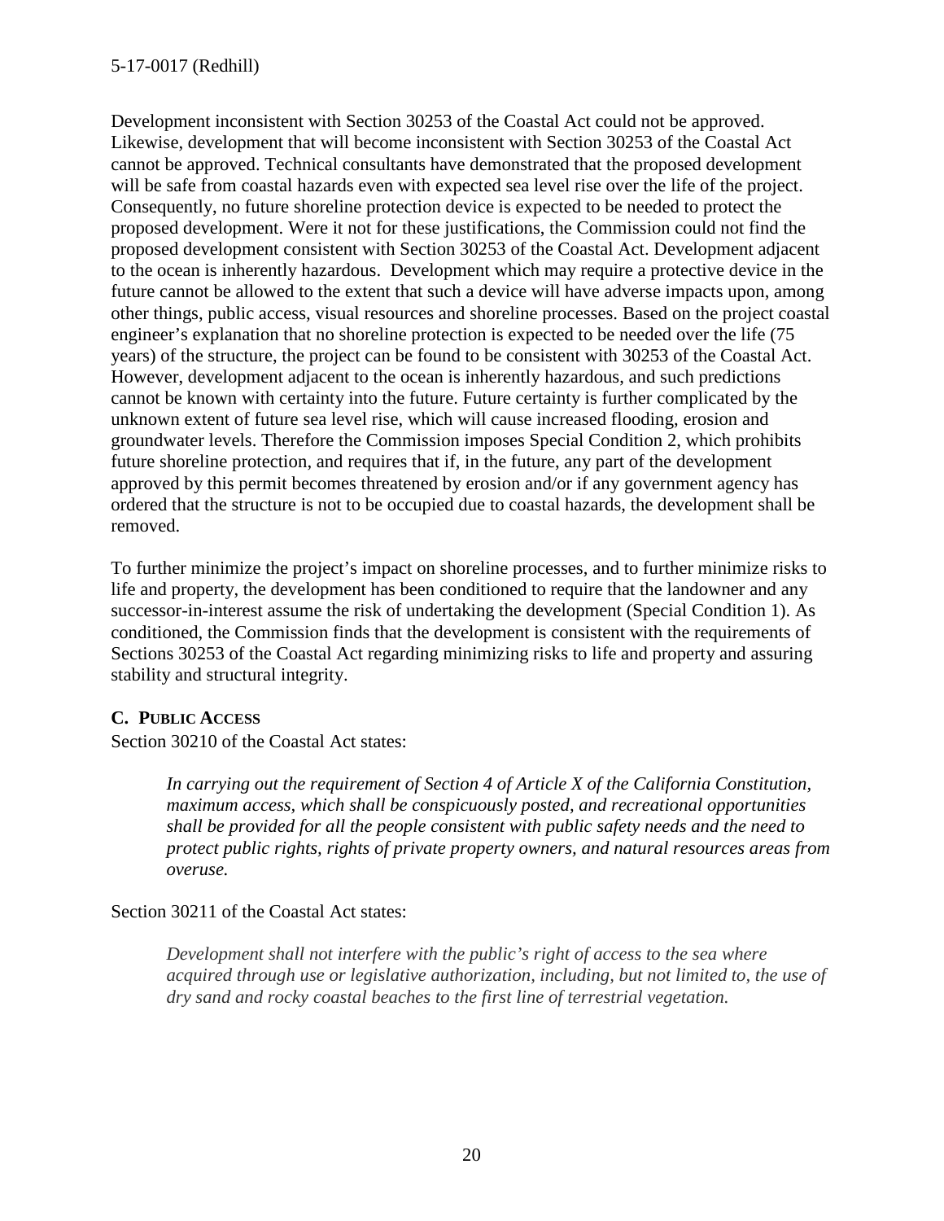Development inconsistent with Section 30253 of the Coastal Act could not be approved. Likewise, development that will become inconsistent with Section 30253 of the Coastal Act cannot be approved. Technical consultants have demonstrated that the proposed development will be safe from coastal hazards even with expected sea level rise over the life of the project. Consequently, no future shoreline protection device is expected to be needed to protect the proposed development. Were it not for these justifications, the Commission could not find the proposed development consistent with Section 30253 of the Coastal Act. Development adjacent to the ocean is inherently hazardous. Development which may require a protective device in the future cannot be allowed to the extent that such a device will have adverse impacts upon, among other things, public access, visual resources and shoreline processes. Based on the project coastal engineer's explanation that no shoreline protection is expected to be needed over the life (75 years) of the structure, the project can be found to be consistent with 30253 of the Coastal Act. However, development adjacent to the ocean is inherently hazardous, and such predictions cannot be known with certainty into the future. Future certainty is further complicated by the unknown extent of future sea level rise, which will cause increased flooding, erosion and groundwater levels. Therefore the Commission imposes Special Condition 2, which prohibits future shoreline protection, and requires that if, in the future, any part of the development approved by this permit becomes threatened by erosion and/or if any government agency has ordered that the structure is not to be occupied due to coastal hazards, the development shall be removed.

To further minimize the project's impact on shoreline processes, and to further minimize risks to life and property, the development has been conditioned to require that the landowner and any successor-in-interest assume the risk of undertaking the development (Special Condition 1). As conditioned, the Commission finds that the development is consistent with the requirements of Sections 30253 of the Coastal Act regarding minimizing risks to life and property and assuring stability and structural integrity.

### C. Public Access

Section 30210 of the Coastal Act states:

> *In carrying out the requirement of Section 4 of Article X of the California Constitution, maximum access, which shall be conspicuously posted, and recreational opportunities shall be provided for all the people consistent with public safety needs and the need to protect public rights, rights of private property owners, and natural resources areas from overuse.*

Section 30211 of the Coastal Act states:

> *Development shall not interfere with the public's right of access to the sea where acquired through use or legislative authorization, including, but not limited to, the use of dry sand and rocky coastal beaches to the first line of terrestrial vegetation.*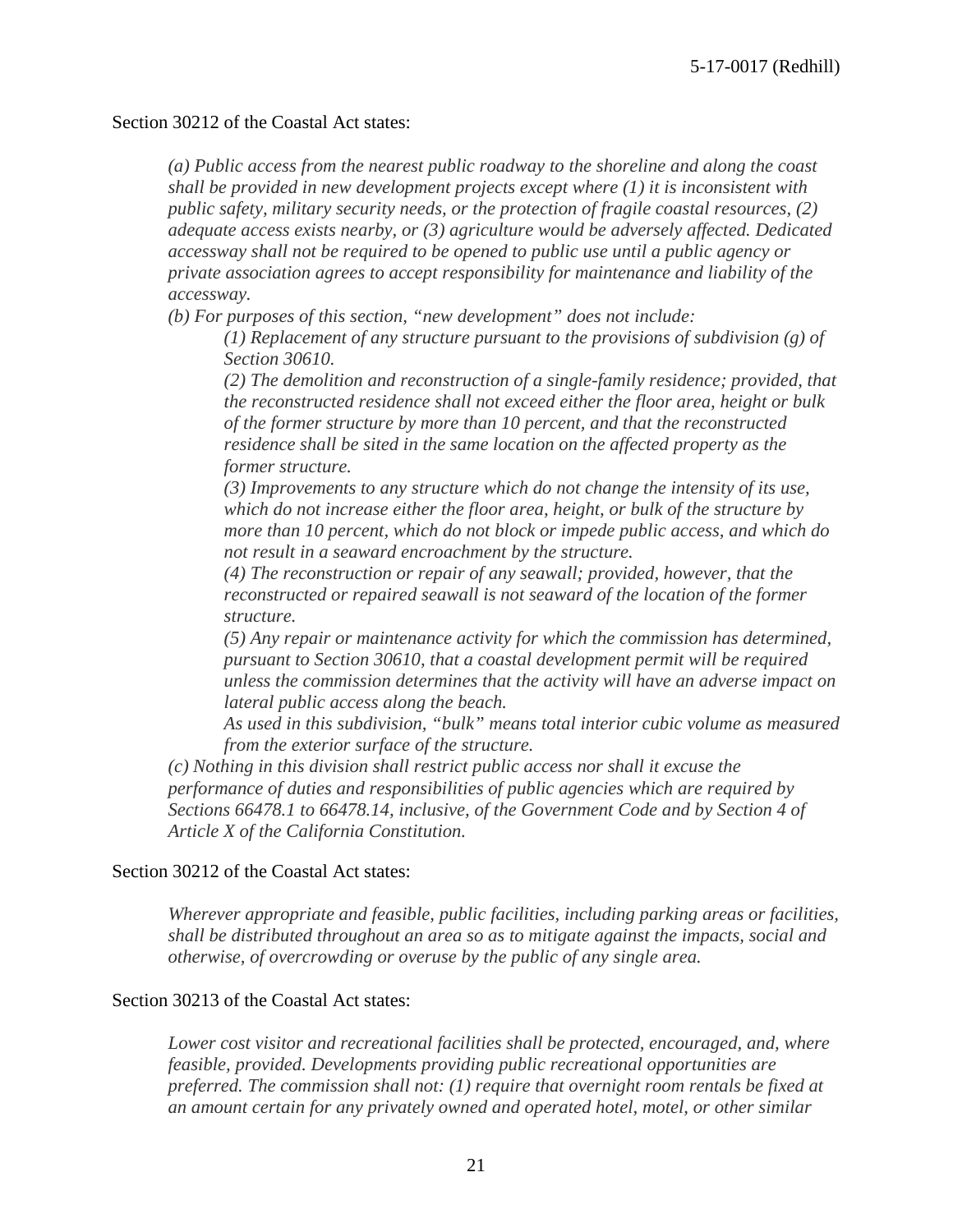Section 30212 of the Coastal Act states:

> *(a) Public access from the nearest public roadway to the shoreline and along the coast shall be provided in new development projects except where (1) it is inconsistent with public safety, military security needs, or the protection of fragile coastal resources, (2) adequate access exists nearby, or (3) agriculture would be adversely affected. Dedicated accessway shall not be required to be opened to public use until a public agency or private association agrees to accept responsibility for maintenance and liability of the accessway.*
>
> *(b) For purposes of this section, "new development" does not include:*
>
> > *(1) Replacement of any structure pursuant to the provisions of subdivision (g) of Section 30610.*
> >
> > *(2) The demolition and reconstruction of a single-family residence; provided, that the reconstructed residence shall not exceed either the floor area, height or bulk of the former structure by more than 10 percent, and that the reconstructed residence shall be sited in the same location on the affected property as the former structure.*
> >
> > *(3) Improvements to any structure which do not change the intensity of its use, which do not increase either the floor area, height, or bulk of the structure by more than 10 percent, which do not block or impede public access, and which do not result in a seaward encroachment by the structure.*
> >
> > *(4) The reconstruction or repair of any seawall; provided, however, that the reconstructed or repaired seawall is not seaward of the location of the former structure.*
> >
> > *(5) Any repair or maintenance activity for which the commission has determined, pursuant to Section 30610, that a coastal development permit will be required unless the commission determines that the activity will have an adverse impact on lateral public access along the beach.*
> >
> > *As used in this subdivision, "bulk" means total interior cubic volume as measured from the exterior surface of the structure.*
>
> *(c) Nothing in this division shall restrict public access nor shall it excuse the performance of duties and responsibilities of public agencies which are required by Sections 66478.1 to 66478.14, inclusive, of the Government Code and by Section 4 of Article X of the California Constitution.*

Section 30212 of the Coastal Act states:

> *Wherever appropriate and feasible, public facilities, including parking areas or facilities, shall be distributed throughout an area so as to mitigate against the impacts, social and otherwise, of overcrowding or overuse by the public of any single area.*

Section 30213 of the Coastal Act states:

> *Lower cost visitor and recreational facilities shall be protected, encouraged, and, where feasible, provided. Developments providing public recreational opportunities are preferred. The commission shall not: (1) require that overnight room rentals be fixed at an amount certain for any privately owned and operated hotel, motel, or other similar*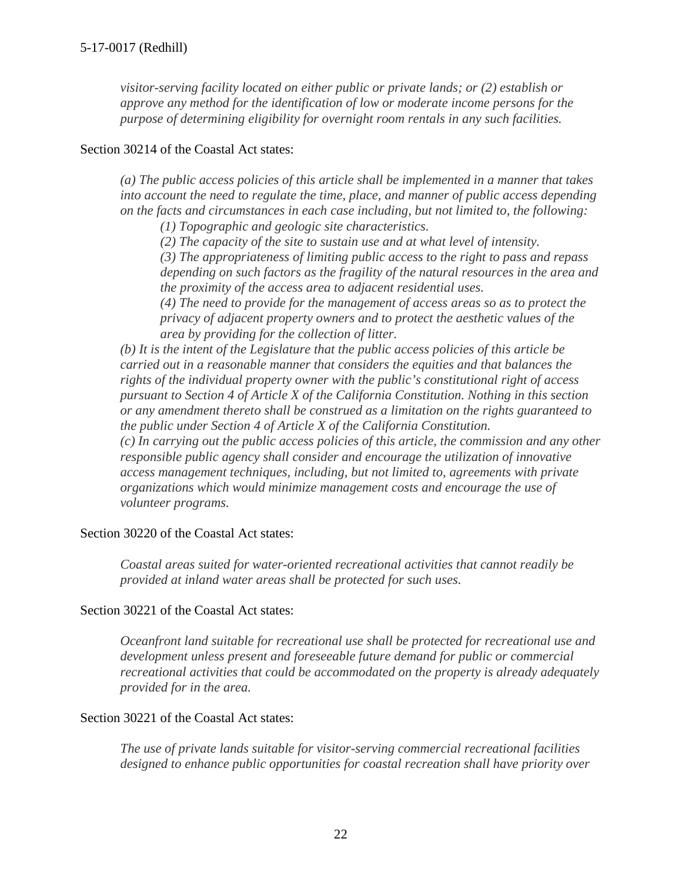*visitor-serving facility located on either public or private lands; or (2) establish or approve any method for the identification of low or moderate income persons for the purpose of determining eligibility for overnight room rentals in any such facilities.*

Section 30214 of the Coastal Act states:

> *(a) The public access policies of this article shall be implemented in a manner that takes into account the need to regulate the time, place, and manner of public access depending on the facts and circumstances in each case including, but not limited to, the following:*
>
> > *(1) Topographic and geologic site characteristics.*
> >
> > *(2) The capacity of the site to sustain use and at what level of intensity.*
> >
> > *(3) The appropriateness of limiting public access to the right to pass and repass depending on such factors as the fragility of the natural resources in the area and the proximity of the access area to adjacent residential uses.*
> >
> > *(4) The need to provide for the management of access areas so as to protect the privacy of adjacent property owners and to protect the aesthetic values of the area by providing for the collection of litter.*
>
> *(b) It is the intent of the Legislature that the public access policies of this article be carried out in a reasonable manner that considers the equities and that balances the rights of the individual property owner with the public's constitutional right of access pursuant to Section 4 of Article X of the California Constitution. Nothing in this section or any amendment thereto shall be construed as a limitation on the rights guaranteed to the public under Section 4 of Article X of the California Constitution.*
>
> *(c) In carrying out the public access policies of this article, the commission and any other responsible public agency shall consider and encourage the utilization of innovative access management techniques, including, but not limited to, agreements with private organizations which would minimize management costs and encourage the use of volunteer programs.*

Section 30220 of the Coastal Act states:

> *Coastal areas suited for water-oriented recreational activities that cannot readily be provided at inland water areas shall be protected for such uses.*

Section 30221 of the Coastal Act states:

> *Oceanfront land suitable for recreational use shall be protected for recreational use and development unless present and foreseeable future demand for public or commercial recreational activities that could be accommodated on the property is already adequately provided for in the area.*

Section 30221 of the Coastal Act states:

> *The use of private lands suitable for visitor-serving commercial recreational facilities designed to enhance public opportunities for coastal recreation shall have priority over*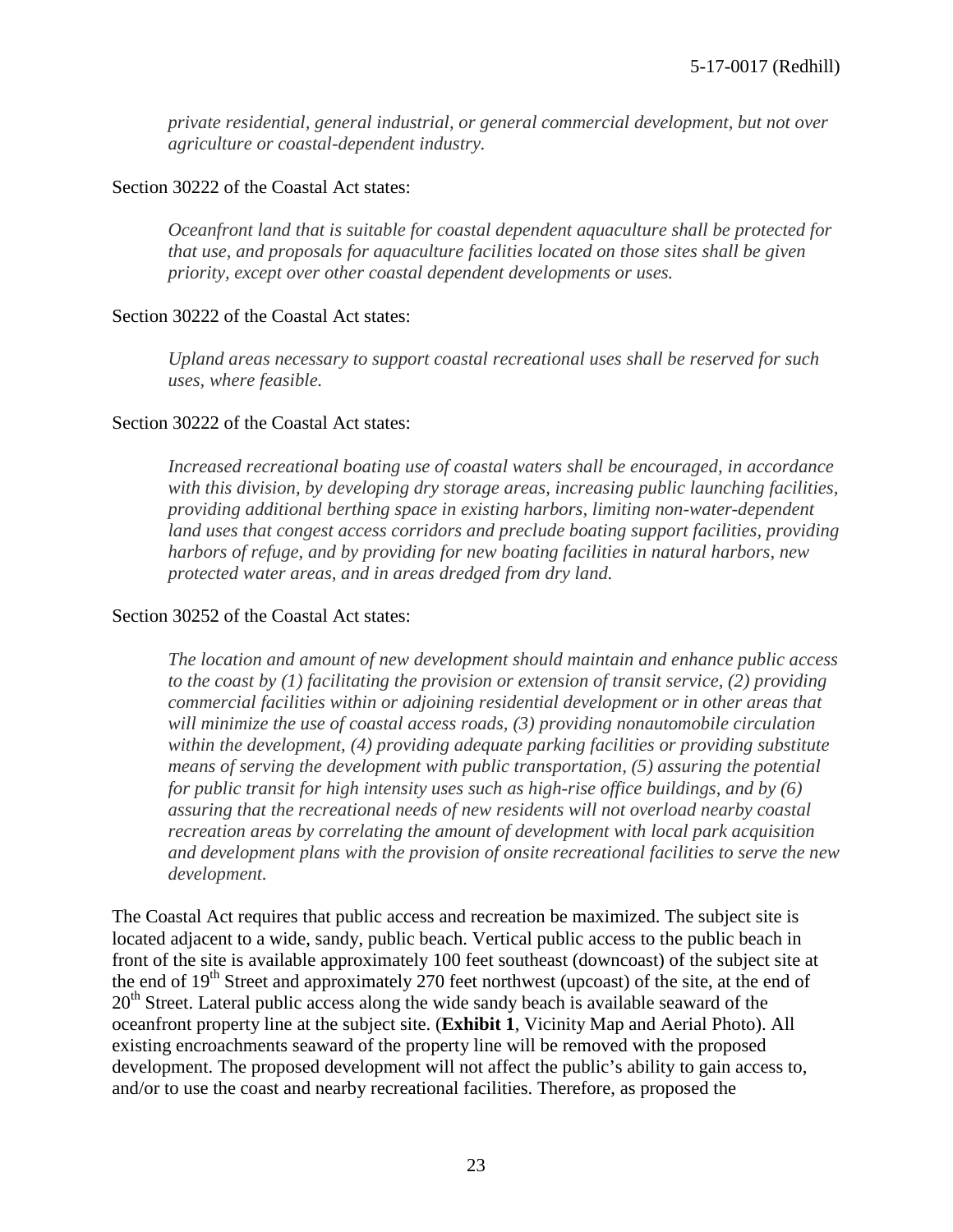*private residential, general industrial, or general commercial development, but not over agriculture or coastal-dependent industry.*

Section 30222 of the Coastal Act states:

> *Oceanfront land that is suitable for coastal dependent aquaculture shall be protected for that use, and proposals for aquaculture facilities located on those sites shall be given priority, except over other coastal dependent developments or uses.*

Section 30222 of the Coastal Act states:

> *Upland areas necessary to support coastal recreational uses shall be reserved for such uses, where feasible.*

Section 30222 of the Coastal Act states:

> *Increased recreational boating use of coastal waters shall be encouraged, in accordance with this division, by developing dry storage areas, increasing public launching facilities, providing additional berthing space in existing harbors, limiting non-water-dependent land uses that congest access corridors and preclude boating support facilities, providing harbors of refuge, and by providing for new boating facilities in natural harbors, new protected water areas, and in areas dredged from dry land.*

Section 30252 of the Coastal Act states:

> *The location and amount of new development should maintain and enhance public access to the coast by (1) facilitating the provision or extension of transit service, (2) providing commercial facilities within or adjoining residential development or in other areas that will minimize the use of coastal access roads, (3) providing nonautomobile circulation within the development, (4) providing adequate parking facilities or providing substitute means of serving the development with public transportation, (5) assuring the potential for public transit for high intensity uses such as high-rise office buildings, and by (6) assuring that the recreational needs of new residents will not overload nearby coastal recreation areas by correlating the amount of development with local park acquisition and development plans with the provision of onsite recreational facilities to serve the new development.*

The Coastal Act requires that public access and recreation be maximized. The subject site is located adjacent to a wide, sandy, public beach. Vertical public access to the public beach in front of the site is available approximately 100 feet southeast (downcoast) of the subject site at the end of 19th Street and approximately 270 feet northwest (upcoast) of the site, at the end of 20th Street. Lateral public access along the wide sandy beach is available seaward of the oceanfront property line at the subject site. (**Exhibit 1**, Vicinity Map and Aerial Photo). All existing encroachments seaward of the property line will be removed with the proposed development. The proposed development will not affect the public's ability to gain access to, and/or to use the coast and nearby recreational facilities. Therefore, as proposed the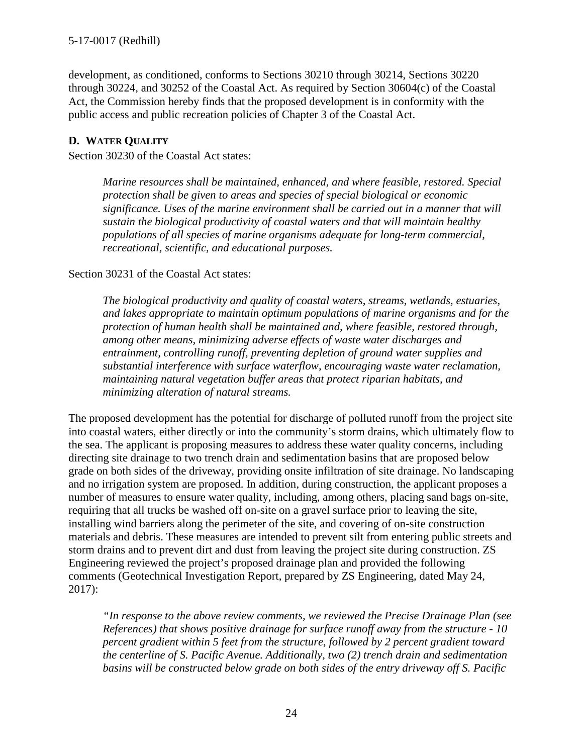development, as conditioned, conforms to Sections 30210 through 30214, Sections 30220 through 30224, and 30252 of the Coastal Act. As required by Section 30604(c) of the Coastal Act, the Commission hereby finds that the proposed development is in conformity with the public access and public recreation policies of Chapter 3 of the Coastal Act.

### D. WATER QUALITY

Section 30230 of the Coastal Act states:

> *Marine resources shall be maintained, enhanced, and where feasible, restored. Special protection shall be given to areas and species of special biological or economic significance. Uses of the marine environment shall be carried out in a manner that will sustain the biological productivity of coastal waters and that will maintain healthy populations of all species of marine organisms adequate for long-term commercial, recreational, scientific, and educational purposes.*

Section 30231 of the Coastal Act states:

> *The biological productivity and quality of coastal waters, streams, wetlands, estuaries, and lakes appropriate to maintain optimum populations of marine organisms and for the protection of human health shall be maintained and, where feasible, restored through, among other means, minimizing adverse effects of waste water discharges and entrainment, controlling runoff, preventing depletion of ground water supplies and substantial interference with surface waterflow, encouraging waste water reclamation, maintaining natural vegetation buffer areas that protect riparian habitats, and minimizing alteration of natural streams.*

The proposed development has the potential for discharge of polluted runoff from the project site into coastal waters, either directly or into the community's storm drains, which ultimately flow to the sea. The applicant is proposing measures to address these water quality concerns, including directing site drainage to two trench drain and sedimentation basins that are proposed below grade on both sides of the driveway, providing onsite infiltration of site drainage. No landscaping and no irrigation system are proposed. In addition, during construction, the applicant proposes a number of measures to ensure water quality, including, among others, placing sand bags on-site, requiring that all trucks be washed off on-site on a gravel surface prior to leaving the site, installing wind barriers along the perimeter of the site, and covering of on-site construction materials and debris. These measures are intended to prevent silt from entering public streets and storm drains and to prevent dirt and dust from leaving the project site during construction. ZS Engineering reviewed the project's proposed drainage plan and provided the following comments (Geotechnical Investigation Report, prepared by ZS Engineering, dated May 24, 2017):

> *"In response to the above review comments, we reviewed the Precise Drainage Plan (see References) that shows positive drainage for surface runoff away from the structure - 10 percent gradient within 5 feet from the structure, followed by 2 percent gradient toward the centerline of S. Pacific Avenue. Additionally, two (2) trench drain and sedimentation basins will be constructed below grade on both sides of the entry driveway off S. Pacific*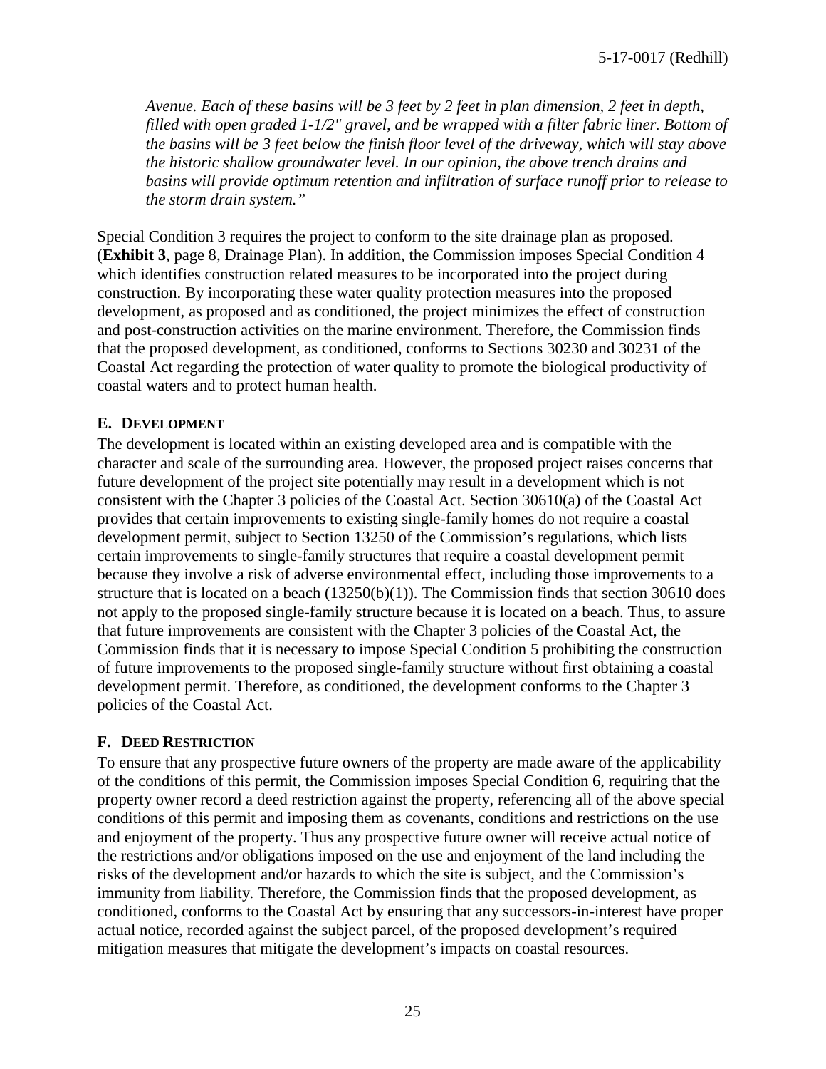*Avenue. Each of these basins will be 3 feet by 2 feet in plan dimension, 2 feet in depth, filled with open graded 1-1/2" gravel, and be wrapped with a filter fabric liner. Bottom of the basins will be 3 feet below the finish floor level of the driveway, which will stay above the historic shallow groundwater level. In our opinion, the above trench drains and basins will provide optimum retention and infiltration of surface runoff prior to release to the storm drain system."*

Special Condition 3 requires the project to conform to the site drainage plan as proposed. (**Exhibit 3**, page 8, Drainage Plan). In addition, the Commission imposes Special Condition 4 which identifies construction related measures to be incorporated into the project during construction. By incorporating these water quality protection measures into the proposed development, as proposed and as conditioned, the project minimizes the effect of construction and post-construction activities on the marine environment. Therefore, the Commission finds that the proposed development, as conditioned, conforms to Sections 30230 and 30231 of the Coastal Act regarding the protection of water quality to promote the biological productivity of coastal waters and to protect human health.

### E. DEVELOPMENT

The development is located within an existing developed area and is compatible with the character and scale of the surrounding area. However, the proposed project raises concerns that future development of the project site potentially may result in a development which is not consistent with the Chapter 3 policies of the Coastal Act. Section 30610(a) of the Coastal Act provides that certain improvements to existing single-family homes do not require a coastal development permit, subject to Section 13250 of the Commission's regulations, which lists certain improvements to single-family structures that require a coastal development permit because they involve a risk of adverse environmental effect, including those improvements to a structure that is located on a beach (13250(b)(1)). The Commission finds that section 30610 does not apply to the proposed single-family structure because it is located on a beach. Thus, to assure that future improvements are consistent with the Chapter 3 policies of the Coastal Act, the Commission finds that it is necessary to impose Special Condition 5 prohibiting the construction of future improvements to the proposed single-family structure without first obtaining a coastal development permit. Therefore, as conditioned, the development conforms to the Chapter 3 policies of the Coastal Act.

### F. DEED RESTRICTION

To ensure that any prospective future owners of the property are made aware of the applicability of the conditions of this permit, the Commission imposes Special Condition 6, requiring that the property owner record a deed restriction against the property, referencing all of the above special conditions of this permit and imposing them as covenants, conditions and restrictions on the use and enjoyment of the property. Thus any prospective future owner will receive actual notice of the restrictions and/or obligations imposed on the use and enjoyment of the land including the risks of the development and/or hazards to which the site is subject, and the Commission's immunity from liability. Therefore, the Commission finds that the proposed development, as conditioned, conforms to the Coastal Act by ensuring that any successors-in-interest have proper actual notice, recorded against the subject parcel, of the proposed development's required mitigation measures that mitigate the development's impacts on coastal resources.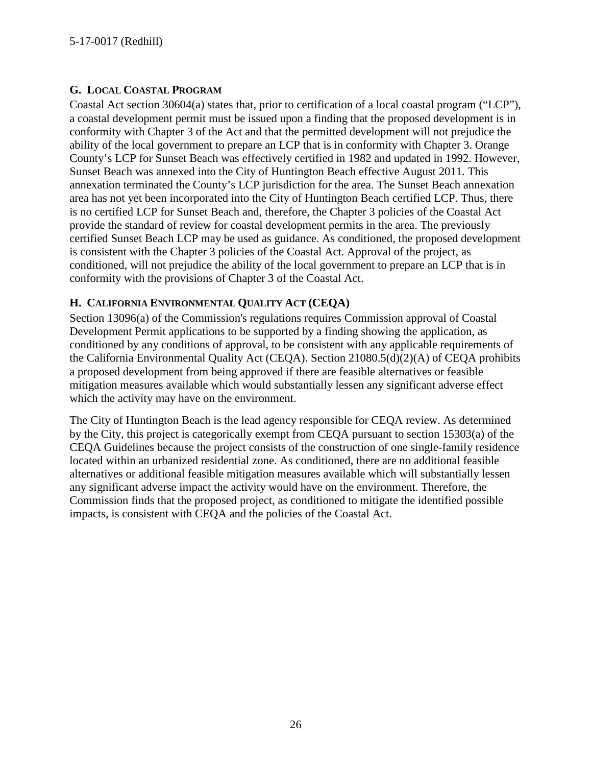## G. Local Coastal Program

Coastal Act section 30604(a) states that, prior to certification of a local coastal program ("LCP"), a coastal development permit must be issued upon a finding that the proposed development is in conformity with Chapter 3 of the Act and that the permitted development will not prejudice the ability of the local government to prepare an LCP that is in conformity with Chapter 3. Orange County's LCP for Sunset Beach was effectively certified in 1982 and updated in 1992. However, Sunset Beach was annexed into the City of Huntington Beach effective August 2011. This annexation terminated the County's LCP jurisdiction for the area. The Sunset Beach annexation area has not yet been incorporated into the City of Huntington Beach certified LCP. Thus, there is no certified LCP for Sunset Beach and, therefore, the Chapter 3 policies of the Coastal Act provide the standard of review for coastal development permits in the area. The previously certified Sunset Beach LCP may be used as guidance. As conditioned, the proposed development is consistent with the Chapter 3 policies of the Coastal Act. Approval of the project, as conditioned, will not prejudice the ability of the local government to prepare an LCP that is in conformity with the provisions of Chapter 3 of the Coastal Act.

## H. California Environmental Quality Act (CEQA)

Section 13096(a) of the Commission's regulations requires Commission approval of Coastal Development Permit applications to be supported by a finding showing the application, as conditioned by any conditions of approval, to be consistent with any applicable requirements of the California Environmental Quality Act (CEQA). Section 21080.5(d)(2)(A) of CEQA prohibits a proposed development from being approved if there are feasible alternatives or feasible mitigation measures available which would substantially lessen any significant adverse effect which the activity may have on the environment.

The City of Huntington Beach is the lead agency responsible for CEQA review. As determined by the City, this project is categorically exempt from CEQA pursuant to section 15303(a) of the CEQA Guidelines because the project consists of the construction of one single-family residence located within an urbanized residential zone. As conditioned, there are no additional feasible alternatives or additional feasible mitigation measures available which will substantially lessen any significant adverse impact the activity would have on the environment. Therefore, the Commission finds that the proposed project, as conditioned to mitigate the identified possible impacts, is consistent with CEQA and the policies of the Coastal Act.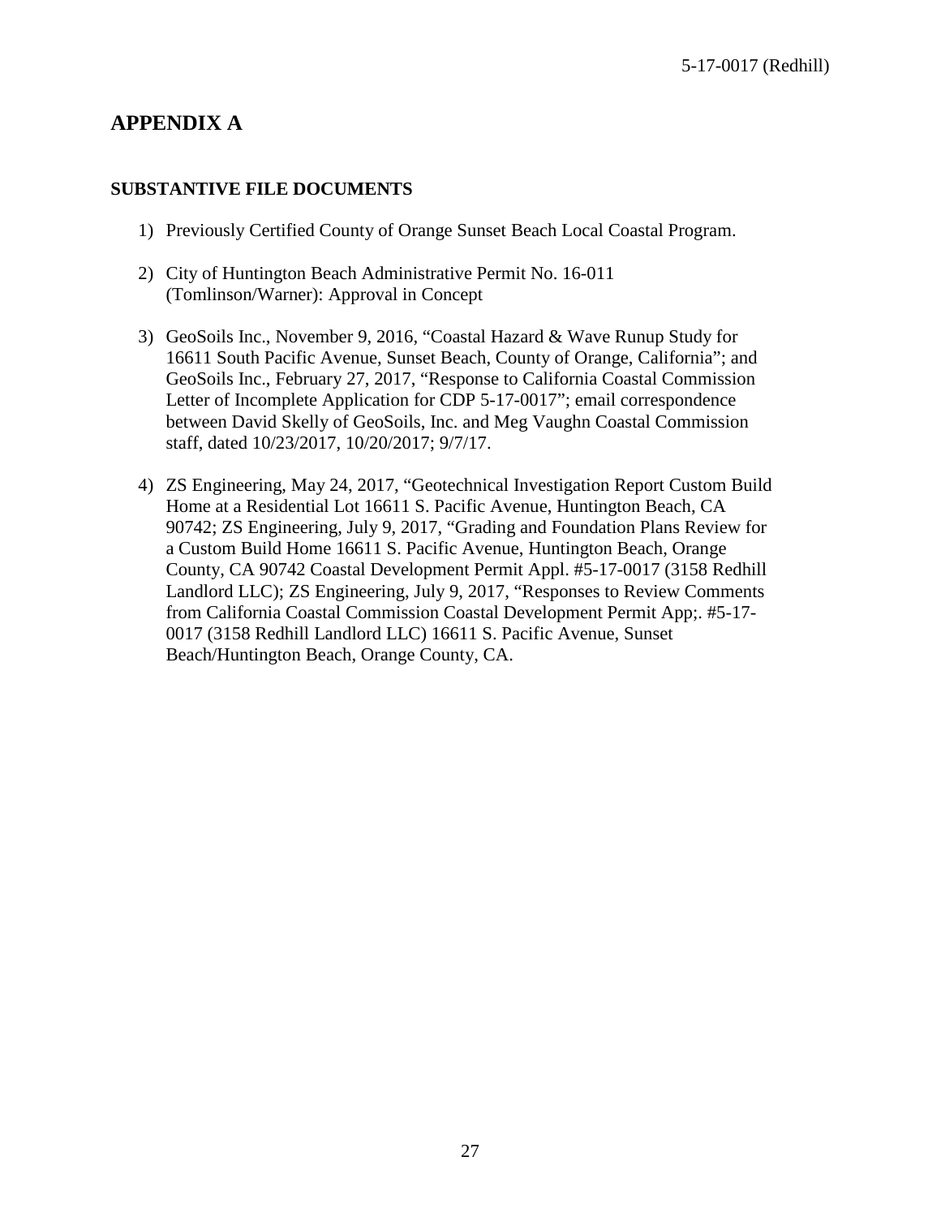# APPENDIX A

## SUBSTANTIVE FILE DOCUMENTS

1) Previously Certified County of Orange Sunset Beach Local Coastal Program.

2) City of Huntington Beach Administrative Permit No. 16-011 (Tomlinson/Warner): Approval in Concept

3) GeoSoils Inc., November 9, 2016, "Coastal Hazard & Wave Runup Study for 16611 South Pacific Avenue, Sunset Beach, County of Orange, California"; and GeoSoils Inc., February 27, 2017, "Response to California Coastal Commission Letter of Incomplete Application for CDP 5-17-0017"; email correspondence between David Skelly of GeoSoils, Inc. and Meg Vaughn Coastal Commission staff, dated 10/23/2017, 10/20/2017; 9/7/17.

4) ZS Engineering, May 24, 2017, "Geotechnical Investigation Report Custom Build Home at a Residential Lot 16611 S. Pacific Avenue, Huntington Beach, CA 90742; ZS Engineering, July 9, 2017, "Grading and Foundation Plans Review for a Custom Build Home 16611 S. Pacific Avenue, Huntington Beach, Orange County, CA 90742 Coastal Development Permit Appl. #5-17-0017 (3158 Redhill Landlord LLC); ZS Engineering, July 9, 2017, "Responses to Review Comments from California Coastal Commission Coastal Development Permit App;. #5-17-0017 (3158 Redhill Landlord LLC) 16611 S. Pacific Avenue, Sunset Beach/Huntington Beach, Orange County, CA.